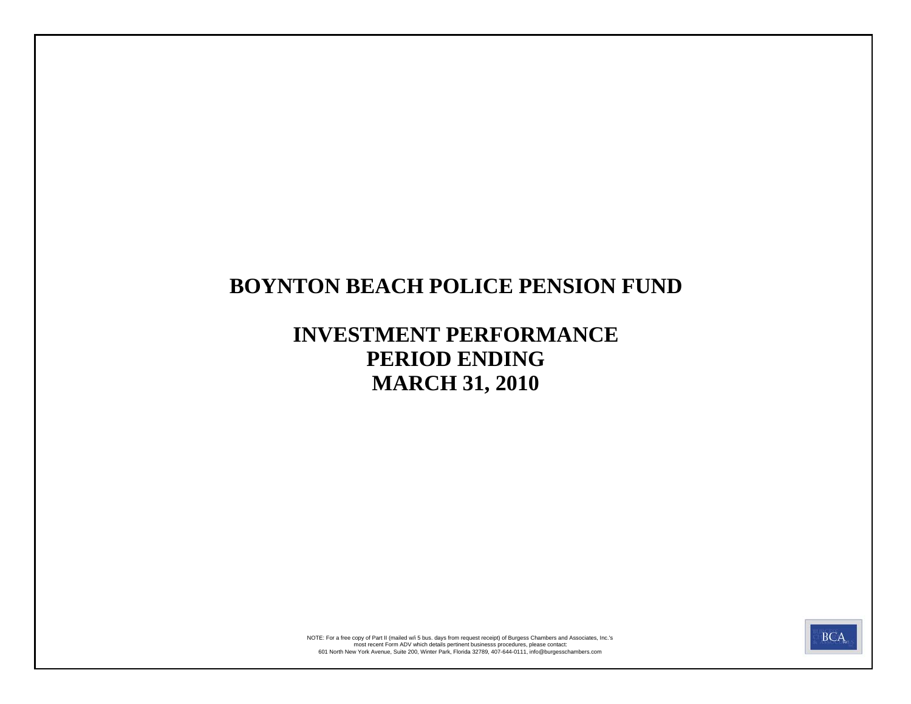# BOYNTON BEACH POLICE PENSION FUND

## INVESTMENT PERFORMANCE
## PERIOD ENDING
## MARCH 31, 2010

NOTE: For a free copy of Part II (mailed w/i 5 bus. days from request receipt) of Burgess Chambers and Associates, Inc.'s most recent Form ADV which details pertinent businesss procedures, please contact:
601 North New York Avenue, Suite 200, Winter Park, Florida 32789, 407-644-0111, info@burgesschambers.com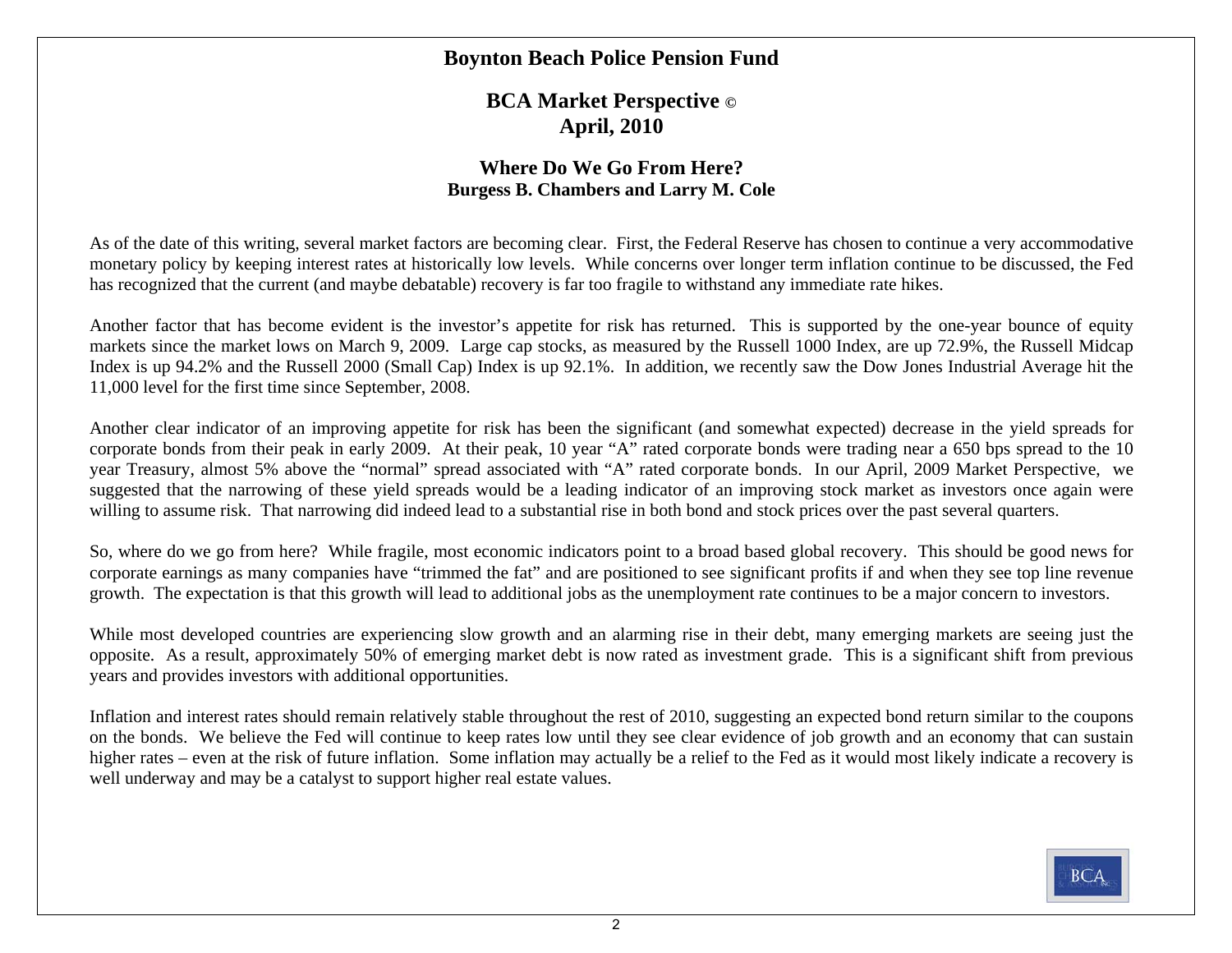# Boynton Beach Police Pension Fund

## BCA Market Perspective ©
## April, 2010

### Where Do We Go From Here?
**Burgess B. Chambers and Larry M. Cole**

As of the date of this writing, several market factors are becoming clear. First, the Federal Reserve has chosen to continue a very accommodative monetary policy by keeping interest rates at historically low levels. While concerns over longer term inflation continue to be discussed, the Fed has recognized that the current (and maybe debatable) recovery is far too fragile to withstand any immediate rate hikes.

Another factor that has become evident is the investor's appetite for risk has returned. This is supported by the one-year bounce of equity markets since the market lows on March 9, 2009. Large cap stocks, as measured by the Russell 1000 Index, are up 72.9%, the Russell Midcap Index is up 94.2% and the Russell 2000 (Small Cap) Index is up 92.1%. In addition, we recently saw the Dow Jones Industrial Average hit the 11,000 level for the first time since September, 2008.

Another clear indicator of an improving appetite for risk has been the significant (and somewhat expected) decrease in the yield spreads for corporate bonds from their peak in early 2009. At their peak, 10 year "A" rated corporate bonds were trading near a 650 bps spread to the 10 year Treasury, almost 5% above the "normal" spread associated with "A" rated corporate bonds. In our April, 2009 Market Perspective, we suggested that the narrowing of these yield spreads would be a leading indicator of an improving stock market as investors once again were willing to assume risk. That narrowing did indeed lead to a substantial rise in both bond and stock prices over the past several quarters.

So, where do we go from here? While fragile, most economic indicators point to a broad based global recovery. This should be good news for corporate earnings as many companies have "trimmed the fat" and are positioned to see significant profits if and when they see top line revenue growth. The expectation is that this growth will lead to additional jobs as the unemployment rate continues to be a major concern to investors.

While most developed countries are experiencing slow growth and an alarming rise in their debt, many emerging markets are seeing just the opposite. As a result, approximately 50% of emerging market debt is now rated as investment grade. This is a significant shift from previous years and provides investors with additional opportunities.

Inflation and interest rates should remain relatively stable throughout the rest of 2010, suggesting an expected bond return similar to the coupons on the bonds. We believe the Fed will continue to keep rates low until they see clear evidence of job growth and an economy that can sustain higher rates – even at the risk of future inflation. Some inflation may actually be a relief to the Fed as it would most likely indicate a recovery is well underway and may be a catalyst to support higher real estate values.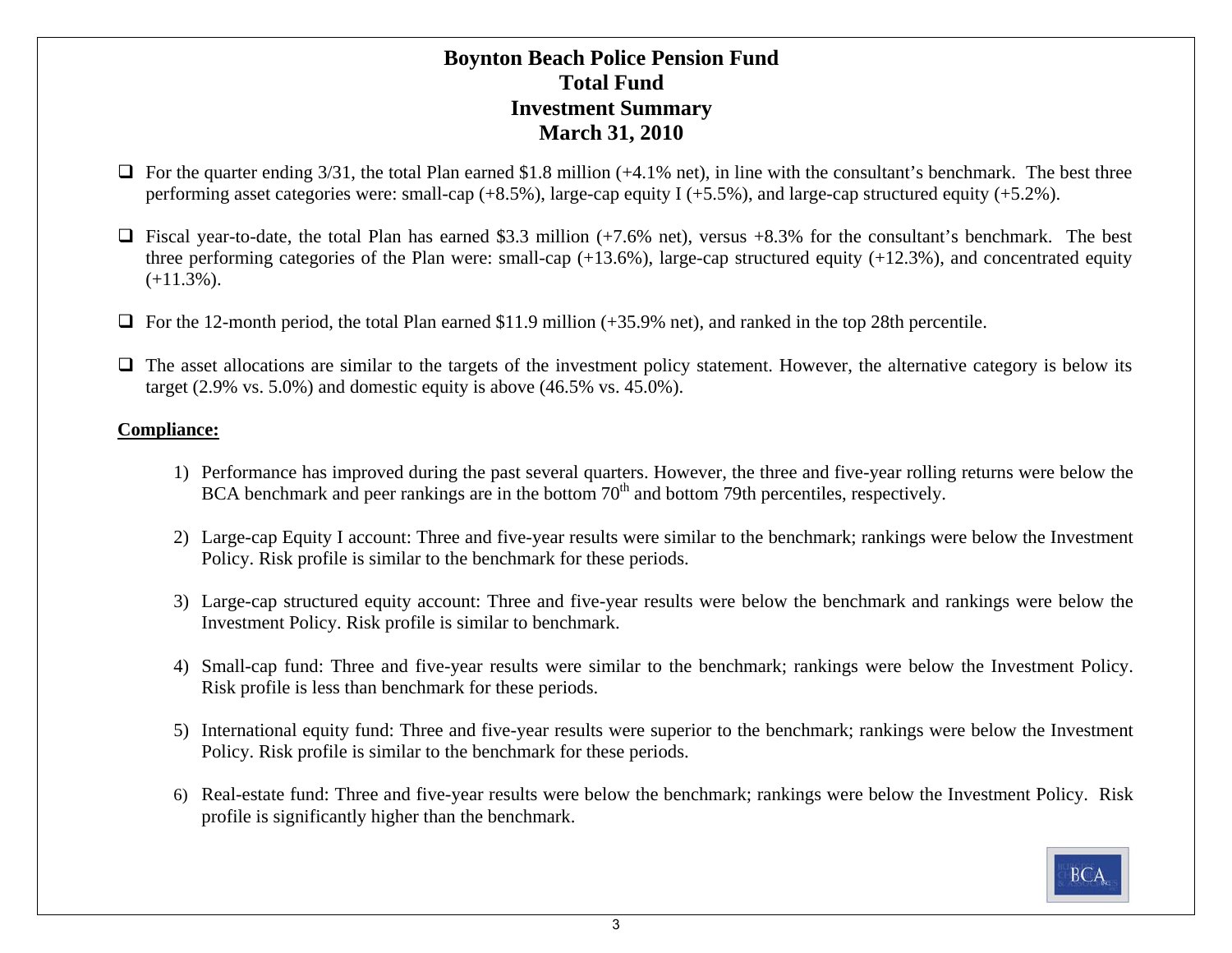# Boynton Beach Police Pension Fund
## Total Fund
## Investment Summary
## March 31, 2010

- For the quarter ending 3/31, the total Plan earned $1.8 million (+4.1% net), in line with the consultant's benchmark. The best three performing asset categories were: small-cap (+8.5%), large-cap equity I (+5.5%), and large-cap structured equity (+5.2%).

- Fiscal year-to-date, the total Plan has earned $3.3 million (+7.6% net), versus +8.3% for the consultant's benchmark. The best three performing categories of the Plan were: small-cap (+13.6%), large-cap structured equity (+12.3%), and concentrated equity (+11.3%).

- For the 12-month period, the total Plan earned $11.9 million (+35.9% net), and ranked in the top 28th percentile.

- The asset allocations are similar to the targets of the investment policy statement. However, the alternative category is below its target (2.9% vs. 5.0%) and domestic equity is above (46.5% vs. 45.0%).

**Compliance:**

1) Performance has improved during the past several quarters. However, the three and five-year rolling returns were below the BCA benchmark and peer rankings are in the bottom 70th and bottom 79th percentiles, respectively.

2) Large-cap Equity I account: Three and five-year results were similar to the benchmark; rankings were below the Investment Policy. Risk profile is similar to the benchmark for these periods.

3) Large-cap structured equity account: Three and five-year results were below the benchmark and rankings were below the Investment Policy. Risk profile is similar to benchmark.

4) Small-cap fund: Three and five-year results were similar to the benchmark; rankings were below the Investment Policy. Risk profile is less than benchmark for these periods.

5) International equity fund: Three and five-year results were superior to the benchmark; rankings were below the Investment Policy. Risk profile is similar to the benchmark for these periods.

6) Real-estate fund: Three and five-year results were below the benchmark; rankings were below the Investment Policy. Risk profile is significantly higher than the benchmark.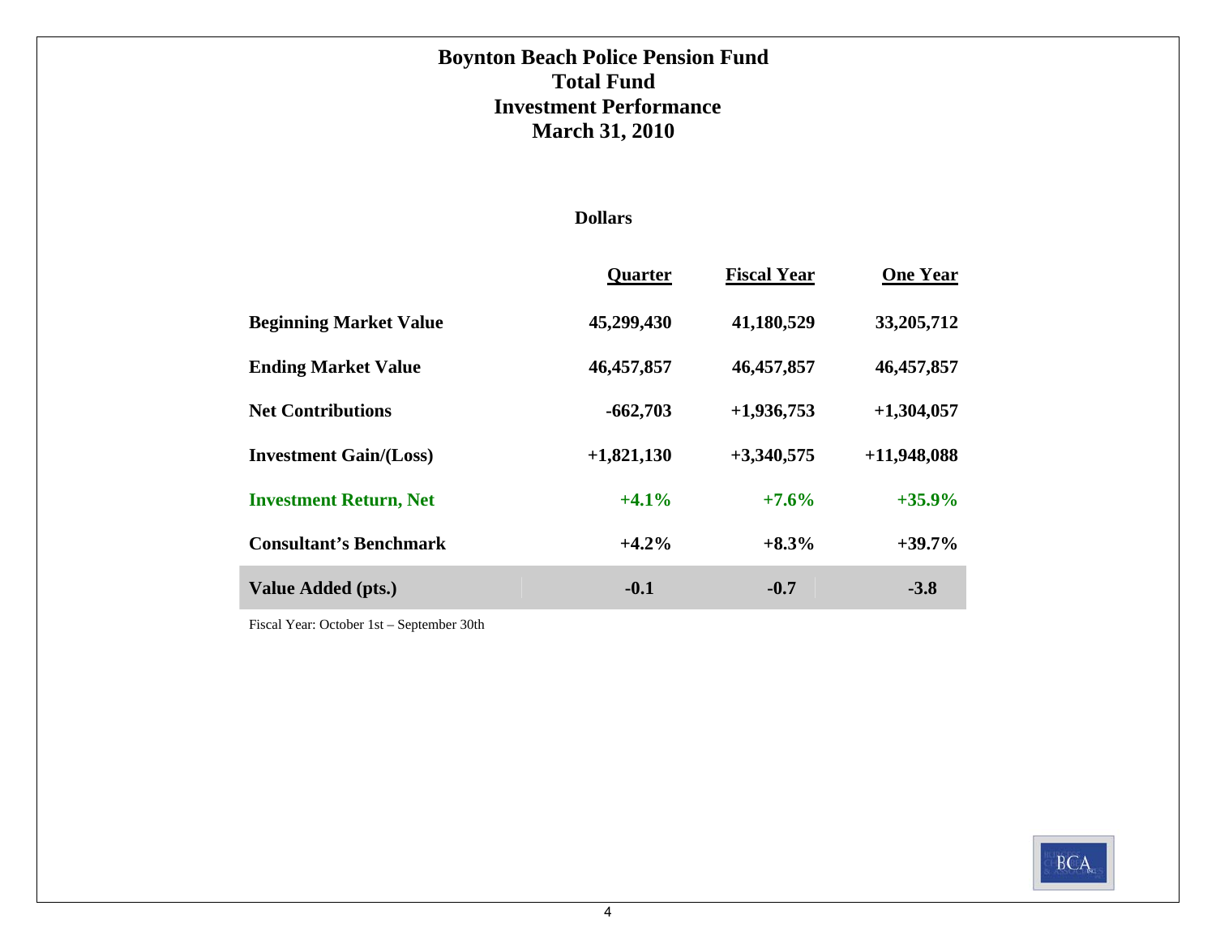# Boynton Beach Police Pension Fund
## Total Fund
## Investment Performance
## March 31, 2010

### Dollars

| | Quarter | Fiscal Year | One Year |
|---|---|---|---|
| **Beginning Market Value** | **45,299,430** | **41,180,529** | **33,205,712** |
| **Ending Market Value** | **46,457,857** | **46,457,857** | **46,457,857** |
| **Net Contributions** | **-662,703** | **+1,936,753** | **+1,304,057** |
| **Investment Gain/(Loss)** | **+1,821,130** | **+3,340,575** | **+11,948,088** |
| **Investment Return, Net** | **+4.1%** | **+7.6%** | **+35.9%** |
| **Consultant's Benchmark** | **+4.2%** | **+8.3%** | **+39.7%** |
| **Value Added (pts.)** | **-0.1** | **-0.7** | **-3.8** |

Fiscal Year: October 1st – September 30th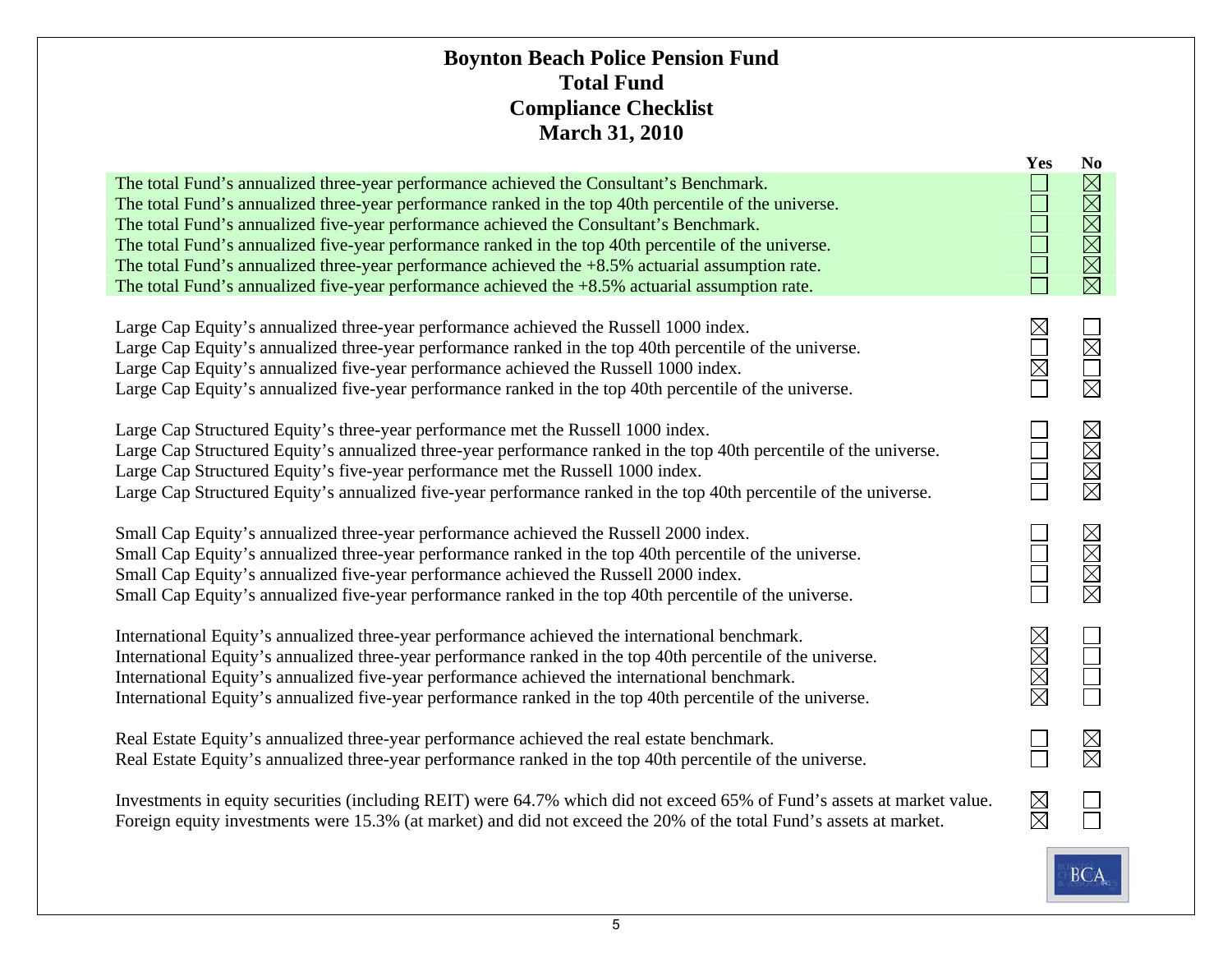# Boynton Beach Police Pension Fund
## Total Fund
## Compliance Checklist
## March 31, 2010

| | Yes | No |
|---|---|---|
| The total Fund's annualized three-year performance achieved the Consultant's Benchmark. | ☐ | ☒ |
| The total Fund's annualized three-year performance ranked in the top 40th percentile of the universe. | ☐ | ☒ |
| The total Fund's annualized five-year performance achieved the Consultant's Benchmark. | ☐ | ☒ |
| The total Fund's annualized five-year performance ranked in the top 40th percentile of the universe. | ☐ | ☒ |
| The total Fund's annualized three-year performance achieved the +8.5% actuarial assumption rate. | ☐ | ☒ |
| The total Fund's annualized five-year performance achieved the +8.5% actuarial assumption rate. | ☐ | ☒ |
| | | |
| Large Cap Equity's annualized three-year performance achieved the Russell 1000 index. | ☒ | ☐ |
| Large Cap Equity's annualized three-year performance ranked in the top 40th percentile of the universe. | ☐ | ☒ |
| Large Cap Equity's annualized five-year performance achieved the Russell 1000 index. | ☒ | ☐ |
| Large Cap Equity's annualized five-year performance ranked in the top 40th percentile of the universe. | ☐ | ☒ |
| | | |
| Large Cap Structured Equity's three-year performance met the Russell 1000 index. | ☐ | ☒ |
| Large Cap Structured Equity's annualized three-year performance ranked in the top 40th percentile of the universe. | ☐ | ☒ |
| Large Cap Structured Equity's five-year performance met the Russell 1000 index. | ☐ | ☒ |
| Large Cap Structured Equity's annualized five-year performance ranked in the top 40th percentile of the universe. | ☐ | ☒ |
| | | |
| Small Cap Equity's annualized three-year performance achieved the Russell 2000 index. | ☐ | ☒ |
| Small Cap Equity's annualized three-year performance ranked in the top 40th percentile of the universe. | ☐ | ☒ |
| Small Cap Equity's annualized five-year performance achieved the Russell 2000 index. | ☐ | ☒ |
| Small Cap Equity's annualized five-year performance ranked in the top 40th percentile of the universe. | ☐ | ☒ |
| | | |
| International Equity's annualized three-year performance achieved the international benchmark. | ☒ | ☐ |
| International Equity's annualized three-year performance ranked in the top 40th percentile of the universe. | ☒ | ☐ |
| International Equity's annualized five-year performance achieved the international benchmark. | ☒ | ☐ |
| International Equity's annualized five-year performance ranked in the top 40th percentile of the universe. | ☒ | ☐ |
| | | |
| Real Estate Equity's annualized three-year performance achieved the real estate benchmark. | ☐ | ☒ |
| Real Estate Equity's annualized three-year performance ranked in the top 40th percentile of the universe. | ☐ | ☒ |
| | | |
| Investments in equity securities (including REIT) were 64.7% which did not exceed 65% of Fund's assets at market value. | ☒ | ☐ |
| Foreign equity investments were 15.3% (at market) and did not exceed the 20% of the total Fund's assets at market. | ☒ | ☐ |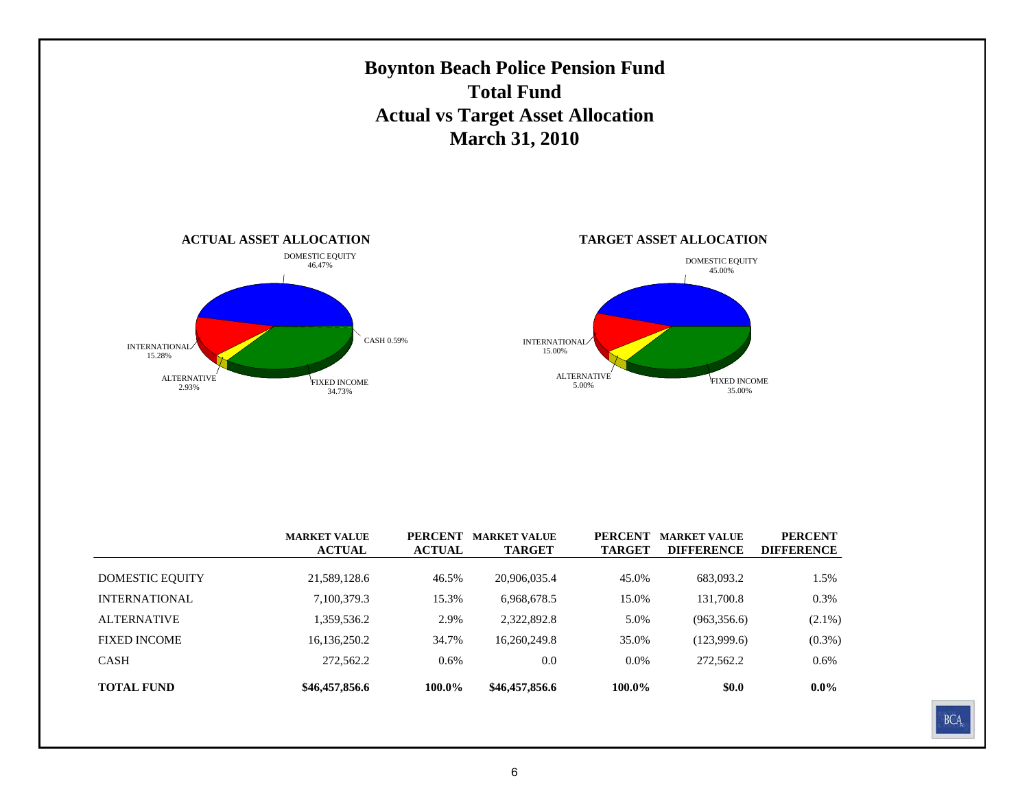# Boynton Beach Police Pension Fund
# Total Fund
# Actual vs Target Asset Allocation
# March 31, 2010

**ACTUAL ASSET ALLOCATION**

DOMESTIC EQUITY 46.47%
CASH 0.59%
INTERNATIONAL 15.28%
ALTERNATIVE 2.93%
FIXED INCOME 34.73%

**TARGET ASSET ALLOCATION**

DOMESTIC EQUITY 45.00%
INTERNATIONAL 15.00%
ALTERNATIVE 5.00%
FIXED INCOME 35.00%

| | MARKET VALUE ACTUAL | PERCENT ACTUAL | MARKET VALUE TARGET | PERCENT TARGET | MARKET VALUE DIFFERENCE | PERCENT DIFFERENCE |
|---|---|---|---|---|---|---|
| DOMESTIC EQUITY | 21,589,128.6 | 46.5% | 20,906,035.4 | 45.0% | 683,093.2 | 1.5% |
| INTERNATIONAL | 7,100,379.3 | 15.3% | 6,968,678.5 | 15.0% | 131,700.8 | 0.3% |
| ALTERNATIVE | 1,359,536.2 | 2.9% | 2,322,892.8 | 5.0% | (963,356.6) | (2.1%) |
| FIXED INCOME | 16,136,250.2 | 34.7% | 16,260,249.8 | 35.0% | (123,999.6) | (0.3%) |
| CASH | 272,562.2 | 0.6% | 0.0 | 0.0% | 272,562.2 | 0.6% |
| **TOTAL FUND** | **$46,457,856.6** | **100.0%** | **$46,457,856.6** | **100.0%** | **$0.0** | **0.0%** |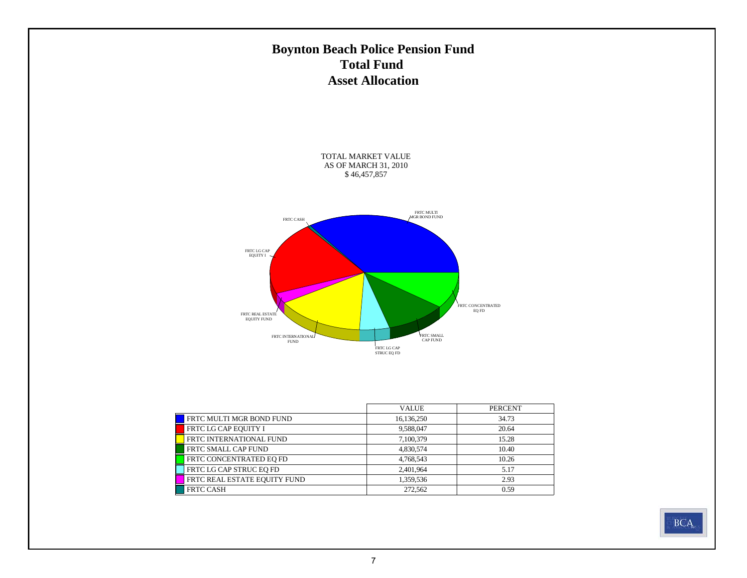# Boynton Beach Police Pension Fund
## Total Fund
## Asset Allocation

TOTAL MARKET VALUE
AS OF MARCH 31, 2010
$ 46,457,857

| | VALUE | PERCENT |
|---|---|---|
| FRTC MULTI MGR BOND FUND | 16,136,250 | 34.73 |
| FRTC LG CAP EQUITY I | 9,588,047 | 20.64 |
| FRTC INTERNATIONAL FUND | 7,100,379 | 15.28 |
| FRTC SMALL CAP FUND | 4,830,574 | 10.40 |
| FRTC CONCENTRATED EQ FD | 4,768,543 | 10.26 |
| FRTC LG CAP STRUC EQ FD | 2,401,964 | 5.17 |
| FRTC REAL ESTATE EQUITY FUND | 1,359,536 | 2.93 |
| FRTC CASH | 272,562 | 0.59 |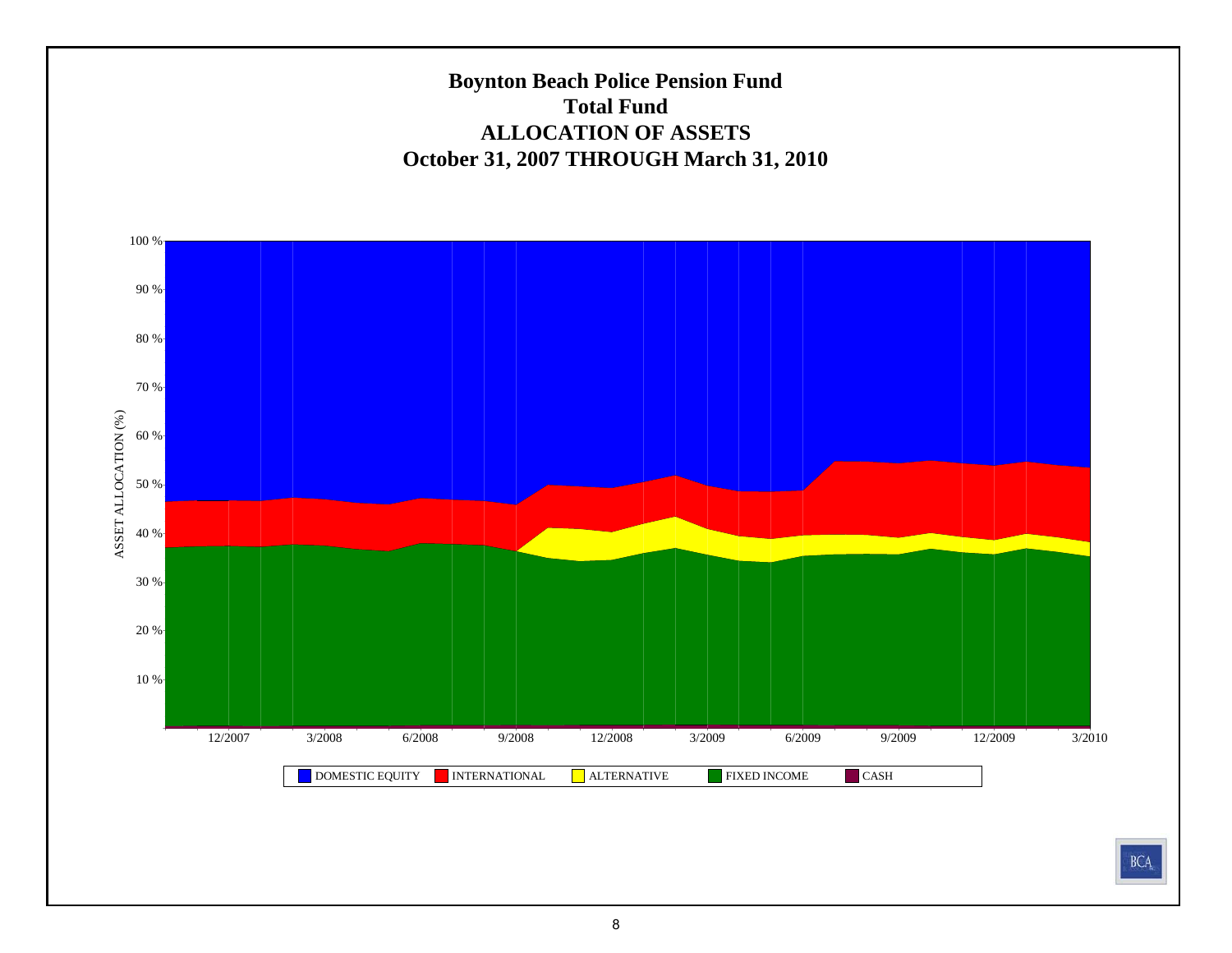# Boynton Beach Police Pension Fund
## Total Fund
## ALLOCATION OF ASSETS
## October 31, 2007 THROUGH March 31, 2010

ASSET ALLOCATION (%)

100 %
90 %
80 %
70 %
60 %
50 %
40 %
30 %
20 %
10 %

12/2007 | 3/2008 | 6/2008 | 9/2008 | 12/2008 | 3/2009 | 6/2009 | 9/2009 | 12/2009 | 3/2010

DOMESTIC EQUITY | INTERNATIONAL | ALTERNATIVE | FIXED INCOME | CASH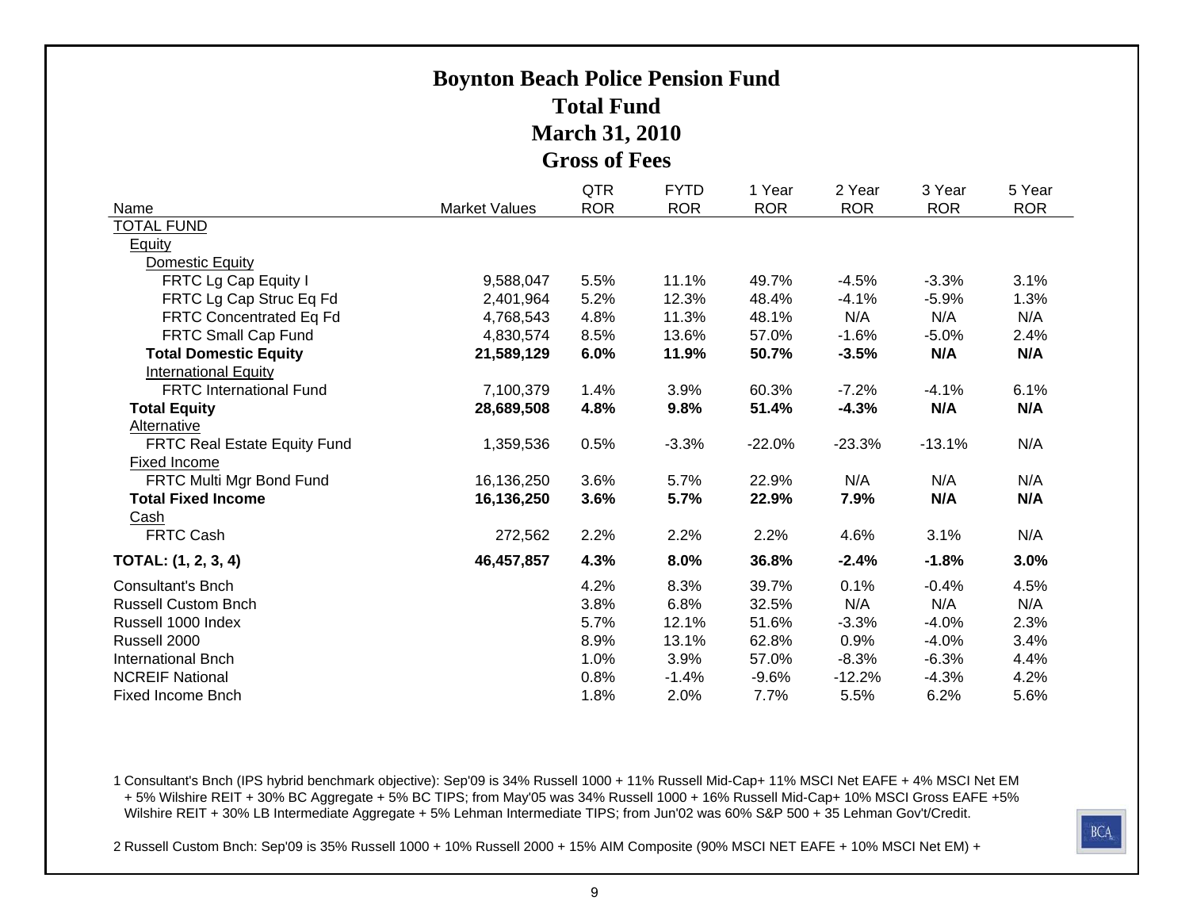# Boynton Beach Police Pension Fund
## Total Fund
## March 31, 2010
## Gross of Fees

| Name | Market Values | QTR ROR | FYTD ROR | 1 Year ROR | 2 Year ROR | 3 Year ROR | 5 Year ROR |
|---|---|---|---|---|---|---|---|
| TOTAL FUND | | | | | | | |
| Equity | | | | | | | |
| Domestic Equity | | | | | | | |
| FRTC Lg Cap Equity I | 9,588,047 | 5.5% | 11.1% | 49.7% | -4.5% | -3.3% | 3.1% |
| FRTC Lg Cap Struc Eq Fd | 2,401,964 | 5.2% | 12.3% | 48.4% | -4.1% | -5.9% | 1.3% |
| FRTC Concentrated Eq Fd | 4,768,543 | 4.8% | 11.3% | 48.1% | N/A | N/A | N/A |
| FRTC Small Cap Fund | 4,830,574 | 8.5% | 13.6% | 57.0% | -1.6% | -5.0% | 2.4% |
| **Total Domestic Equity** | **21,589,129** | **6.0%** | **11.9%** | **50.7%** | **-3.5%** | **N/A** | **N/A** |
| International Equity | | | | | | | |
| FRTC International Fund | 7,100,379 | 1.4% | 3.9% | 60.3% | -7.2% | -4.1% | 6.1% |
| **Total Equity** | **28,689,508** | **4.8%** | **9.8%** | **51.4%** | **-4.3%** | **N/A** | **N/A** |
| Alternative | | | | | | | |
| FRTC Real Estate Equity Fund | 1,359,536 | 0.5% | -3.3% | -22.0% | -23.3% | -13.1% | N/A |
| Fixed Income | | | | | | | |
| FRTC Multi Mgr Bond Fund | 16,136,250 | 3.6% | 5.7% | 22.9% | N/A | N/A | N/A |
| **Total Fixed Income** | **16,136,250** | **3.6%** | **5.7%** | **22.9%** | **7.9%** | **N/A** | **N/A** |
| Cash | | | | | | | |
| FRTC Cash | 272,562 | 2.2% | 2.2% | 2.2% | 4.6% | 3.1% | N/A |
| **TOTAL: (1, 2, 3, 4)** | **46,457,857** | **4.3%** | **8.0%** | **36.8%** | **-2.4%** | **-1.8%** | **3.0%** |
| Consultant's Bnch | | 4.2% | 8.3% | 39.7% | 0.1% | -0.4% | 4.5% |
| Russell Custom Bnch | | 3.8% | 6.8% | 32.5% | N/A | N/A | N/A |
| Russell 1000 Index | | 5.7% | 12.1% | 51.6% | -3.3% | -4.0% | 2.3% |
| Russell 2000 | | 8.9% | 13.1% | 62.8% | 0.9% | -4.0% | 3.4% |
| International Bnch | | 1.0% | 3.9% | 57.0% | -8.3% | -6.3% | 4.4% |
| NCREIF National | | 0.8% | -1.4% | -9.6% | -12.2% | -4.3% | 4.2% |
| Fixed Income Bnch | | 1.8% | 2.0% | 7.7% | 5.5% | 6.2% | 5.6% |

1 Consultant's Bnch (IPS hybrid benchmark objective): Sep'09 is 34% Russell 1000 + 11% Russell Mid-Cap+ 11% MSCI Net EAFE + 4% MSCI Net EM + 5% Wilshire REIT + 30% BC Aggregate + 5% BC TIPS; from May'05 was 34% Russell 1000 + 16% Russell Mid-Cap+ 10% MSCI Gross EAFE +5% Wilshire REIT + 30% LB Intermediate Aggregate + 5% Lehman Intermediate TIPS; from Jun'02 was 60% S&P 500 + 35 Lehman Gov't/Credit.

2 Russell Custom Bnch: Sep'09 is 35% Russell 1000 + 10% Russell 2000 + 15% AIM Composite (90% MSCI NET EAFE + 10% MSCI Net EM) +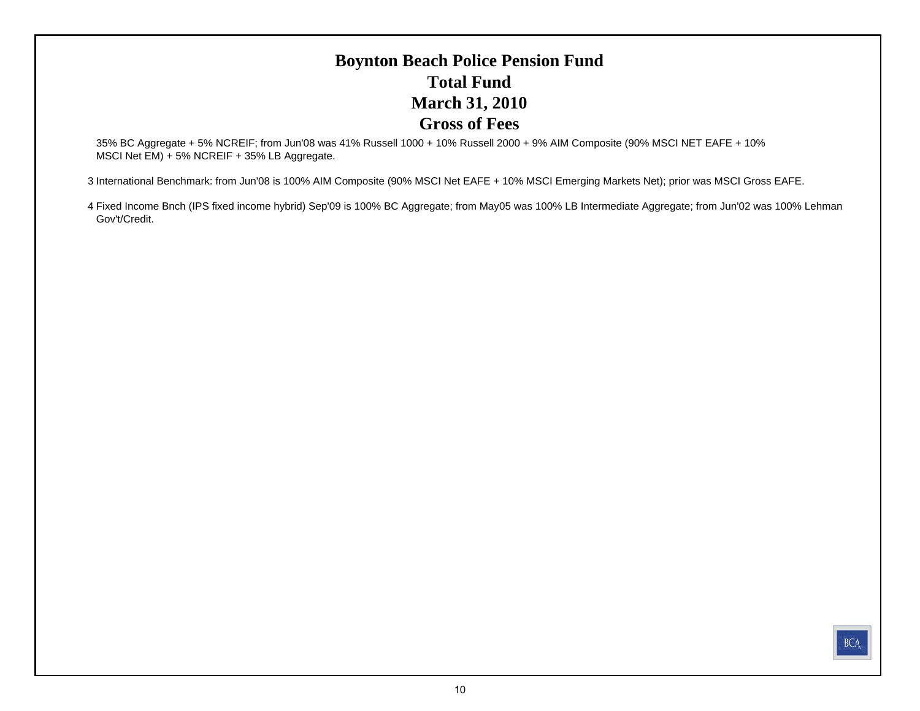# Boynton Beach Police Pension Fund
# Total Fund
# March 31, 2010
# Gross of Fees

35% BC Aggregate + 5% NCREIF; from Jun'08 was 41% Russell 1000 + 10% Russell 2000 + 9% AIM Composite (90% MSCI NET EAFE + 10% MSCI Net EM) + 5% NCREIF + 35% LB Aggregate.

3 International Benchmark: from Jun'08 is 100% AIM Composite (90% MSCI Net EAFE + 10% MSCI Emerging Markets Net); prior was MSCI Gross EAFE.

4 Fixed Income Bnch (IPS fixed income hybrid) Sep'09 is 100% BC Aggregate; from May05 was 100% LB Intermediate Aggregate; from Jun'02 was 100% Lehman Gov't/Credit.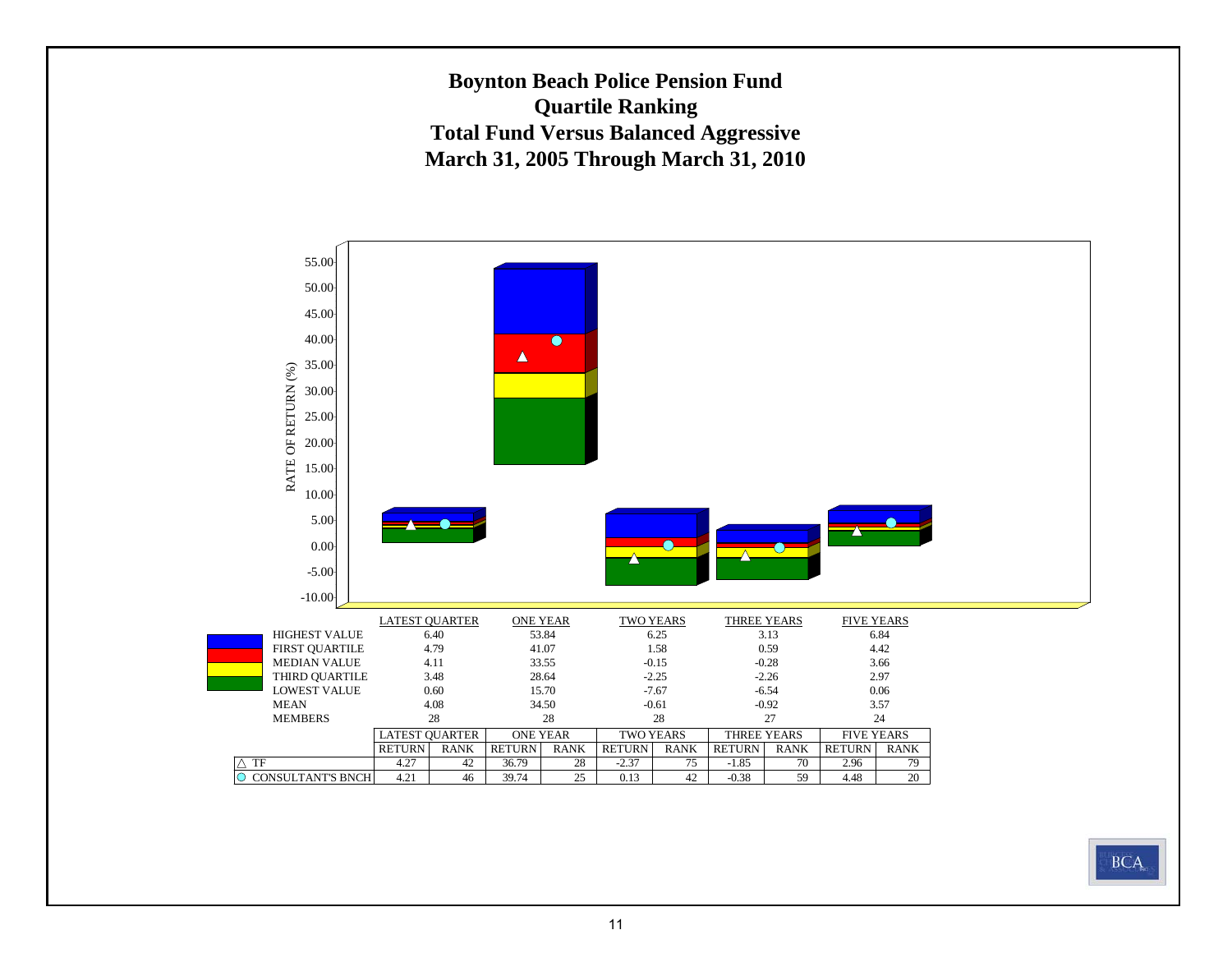# Boynton Beach Police Pension Fund
## Quartile Ranking
## Total Fund Versus Balanced Aggressive
## March 31, 2005 Through March 31, 2010

| | LATEST QUARTER | ONE YEAR | TWO YEARS | THREE YEARS | FIVE YEARS |
|---|---|---|---|---|---|
| HIGHEST VALUE | 6.40 | 53.84 | 6.25 | 3.13 | 6.84 |
| FIRST QUARTILE | 4.79 | 41.07 | 1.58 | 0.59 | 4.42 |
| MEDIAN VALUE | 4.11 | 33.55 | -0.15 | -0.28 | 3.66 |
| THIRD QUARTILE | 3.48 | 28.64 | -2.25 | -2.26 | 2.97 |
| LOWEST VALUE | 0.60 | 15.70 | -7.67 | -6.54 | 0.06 |
| MEAN | 4.08 | 34.50 | -0.61 | -0.92 | 3.57 |
| MEMBERS | 28 | 28 | 28 | 27 | 24 |

| | LATEST QUARTER | | ONE YEAR | | TWO YEARS | | THREE YEARS | | FIVE YEARS | |
|---|---|---|---|---|---|---|---|---|---|---|
| | RETURN | RANK | RETURN | RANK | RETURN | RANK | RETURN | RANK | RETURN | RANK |
| △ TF | 4.27 | 42 | 36.79 | 28 | -2.37 | 75 | -1.85 | 70 | 2.96 | 79 |
| ○ CONSULTANT'S BNCH | 4.21 | 46 | 39.74 | 25 | 0.13 | 42 | -0.38 | 59 | 4.48 | 20 |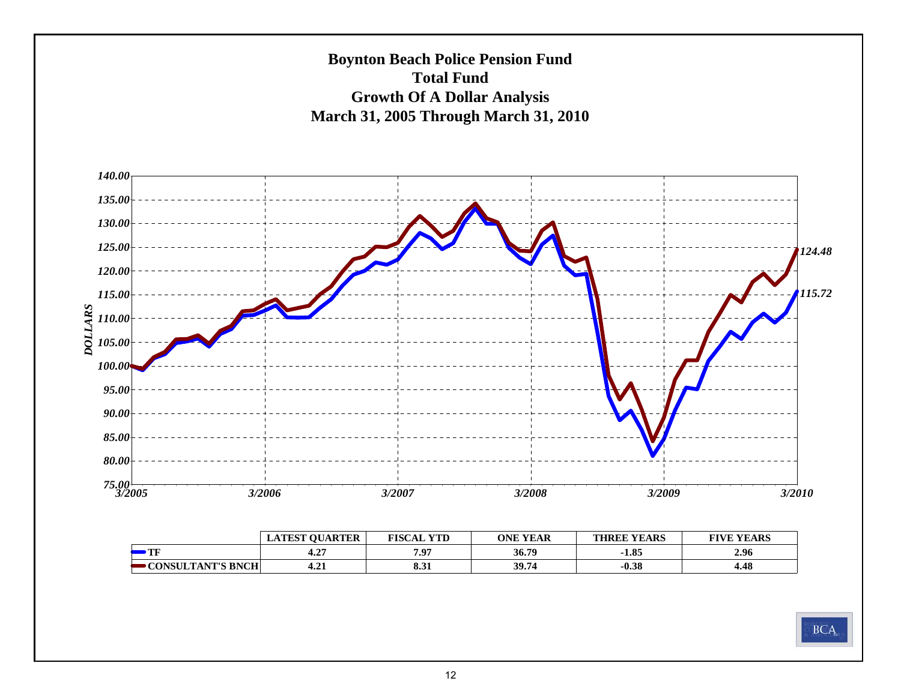# Boynton Beach Police Pension Fund
## Total Fund
## Growth Of A Dollar Analysis
## March 31, 2005 Through March 31, 2010

|  | LATEST QUARTER | FISCAL YTD | ONE YEAR | THREE YEARS | FIVE YEARS |
|---|---|---|---|---|---|
| TF | 4.27 | 7.97 | 36.79 | -1.85 | 2.96 |
| CONSULTANT'S BNCH | 4.21 | 8.31 | 39.74 | -0.38 | 4.48 |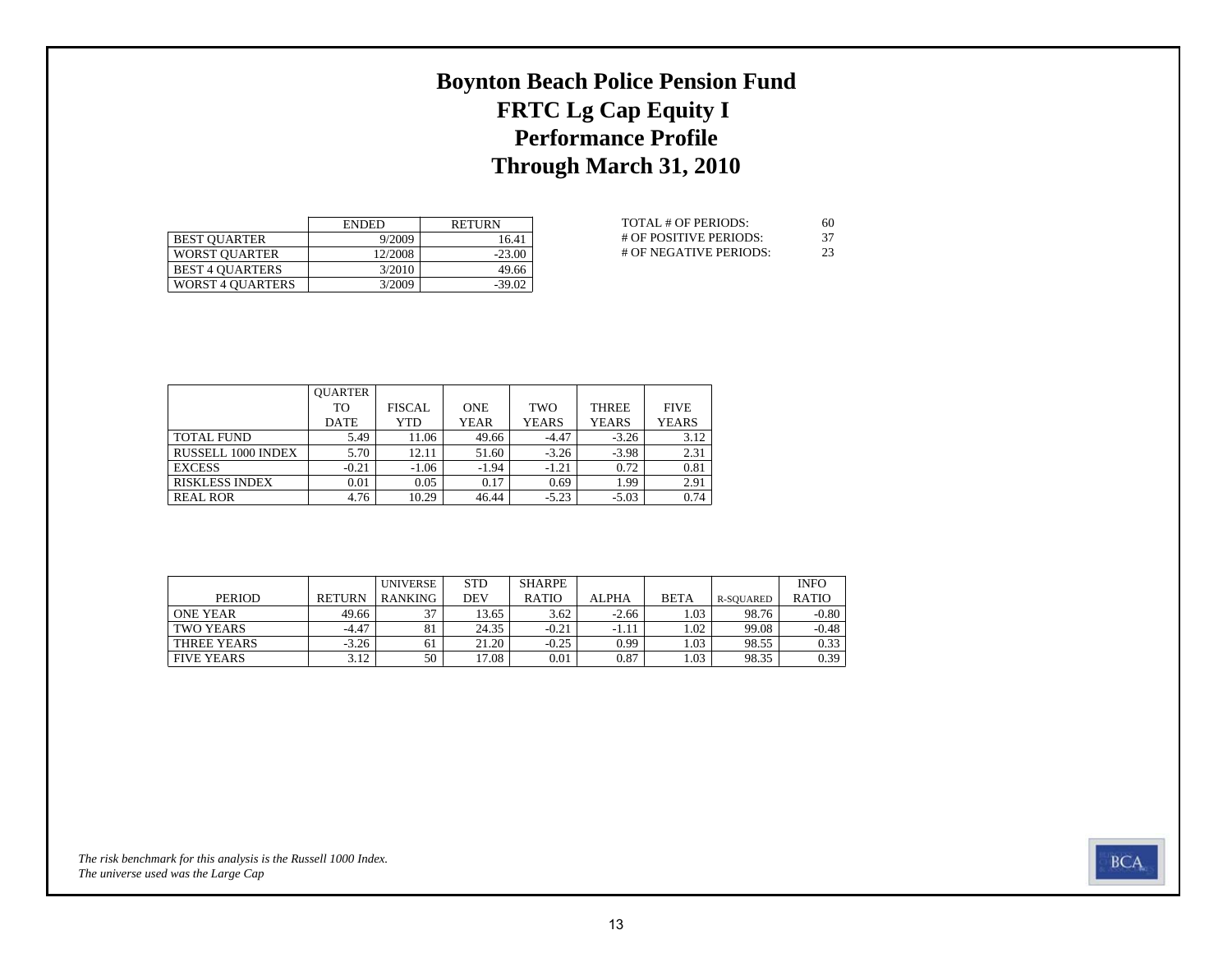# Boynton Beach Police Pension Fund
# FRTC Lg Cap Equity I
# Performance Profile
# Through March 31, 2010

| | ENDED | RETURN |
|---|---|---|
| BEST QUARTER | 9/2009 | 16.41 |
| WORST QUARTER | 12/2008 | -23.00 |
| BEST 4 QUARTERS | 3/2010 | 49.66 |
| WORST 4 QUARTERS | 3/2009 | -39.02 |

| | |
|---|---|
| TOTAL # OF PERIODS: | 60 |
| # OF POSITIVE PERIODS: | 37 |
| # OF NEGATIVE PERIODS: | 23 |

| | QUARTER TO DATE | FISCAL YTD | ONE YEAR | TWO YEARS | THREE YEARS | FIVE YEARS |
|---|---|---|---|---|---|---|
| TOTAL FUND | 5.49 | 11.06 | 49.66 | -4.47 | -3.26 | 3.12 |
| RUSSELL 1000 INDEX | 5.70 | 12.11 | 51.60 | -3.26 | -3.98 | 2.31 |
| EXCESS | -0.21 | -1.06 | -1.94 | -1.21 | 0.72 | 0.81 |
| RISKLESS INDEX | 0.01 | 0.05 | 0.17 | 0.69 | 1.99 | 2.91 |
| REAL ROR | 4.76 | 10.29 | 46.44 | -5.23 | -5.03 | 0.74 |

| PERIOD | RETURN | UNIVERSE RANKING | STD DEV | SHARPE RATIO | ALPHA | BETA | R-SQUARED | INFO RATIO |
|---|---|---|---|---|---|---|---|---|
| ONE YEAR | 49.66 | 37 | 13.65 | 3.62 | -2.66 | 1.03 | 98.76 | -0.80 |
| TWO YEARS | -4.47 | 81 | 24.35 | -0.21 | -1.11 | 1.02 | 99.08 | -0.48 |
| THREE YEARS | -3.26 | 61 | 21.20 | -0.25 | 0.99 | 1.03 | 98.55 | 0.33 |
| FIVE YEARS | 3.12 | 50 | 17.08 | 0.01 | 0.87 | 1.03 | 98.35 | 0.39 |

*The risk benchmark for this analysis is the Russell 1000 Index.*
*The universe used was the Large Cap*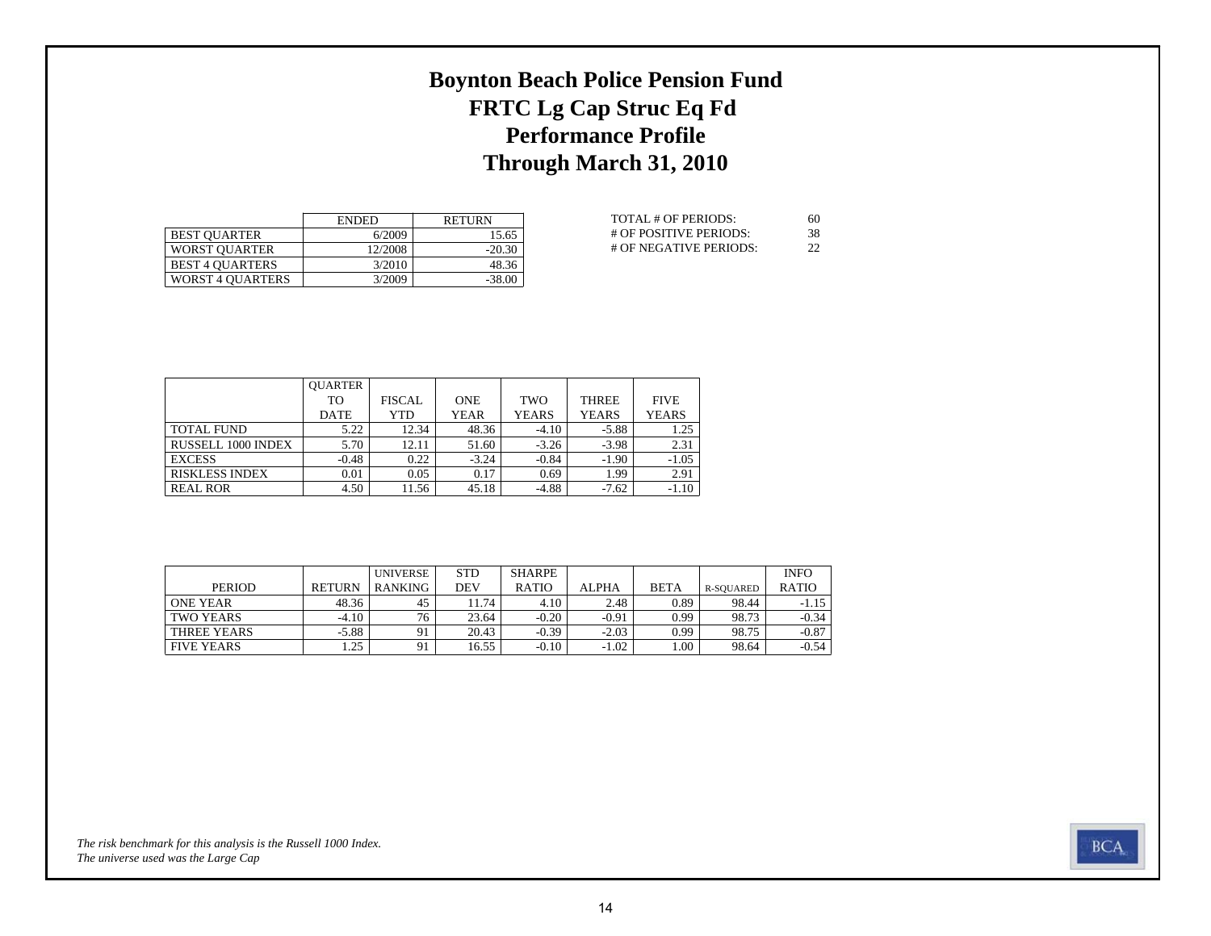# Boynton Beach Police Pension Fund
# FRTC Lg Cap Struc Eq Fd
# Performance Profile
# Through March 31, 2010

| | ENDED | RETURN |
|---|---|---|
| BEST QUARTER | 6/2009 | 15.65 |
| WORST QUARTER | 12/2008 | -20.30 |
| BEST 4 QUARTERS | 3/2010 | 48.36 |
| WORST 4 QUARTERS | 3/2009 | -38.00 |

| | |
|---|---|
| TOTAL # OF PERIODS: | 60 |
| # OF POSITIVE PERIODS: | 38 |
| # OF NEGATIVE PERIODS: | 22 |

| | QUARTER TO DATE | FISCAL YTD | ONE YEAR | TWO YEARS | THREE YEARS | FIVE YEARS |
|---|---|---|---|---|---|---|
| TOTAL FUND | 5.22 | 12.34 | 48.36 | -4.10 | -5.88 | 1.25 |
| RUSSELL 1000 INDEX | 5.70 | 12.11 | 51.60 | -3.26 | -3.98 | 2.31 |
| EXCESS | -0.48 | 0.22 | -3.24 | -0.84 | -1.90 | -1.05 |
| RISKLESS INDEX | 0.01 | 0.05 | 0.17 | 0.69 | 1.99 | 2.91 |
| REAL ROR | 4.50 | 11.56 | 45.18 | -4.88 | -7.62 | -1.10 |

| PERIOD | RETURN | UNIVERSE RANKING | STD DEV | SHARPE RATIO | ALPHA | BETA | R-SQUARED | INFO RATIO |
|---|---|---|---|---|---|---|---|---|
| ONE YEAR | 48.36 | 45 | 11.74 | 4.10 | 2.48 | 0.89 | 98.44 | -1.15 |
| TWO YEARS | -4.10 | 76 | 23.64 | -0.20 | -0.91 | 0.99 | 98.73 | -0.34 |
| THREE YEARS | -5.88 | 91 | 20.43 | -0.39 | -2.03 | 0.99 | 98.75 | -0.87 |
| FIVE YEARS | 1.25 | 91 | 16.55 | -0.10 | -1.02 | 1.00 | 98.64 | -0.54 |

*The risk benchmark for this analysis is the Russell 1000 Index.*
*The universe used was the Large Cap*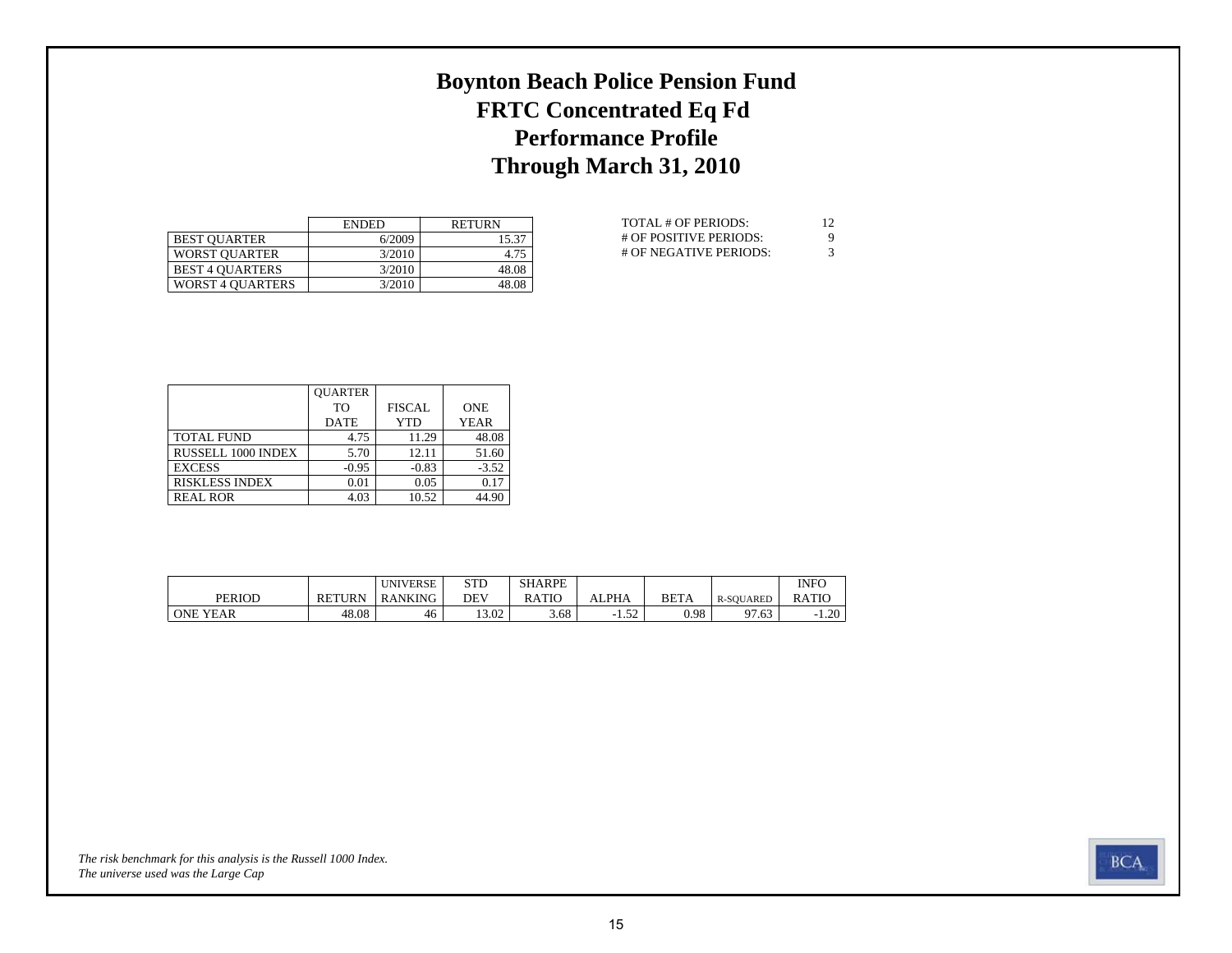# Boynton Beach Police Pension Fund
# FRTC Concentrated Eq Fd
# Performance Profile
# Through March 31, 2010

| | ENDED | RETURN |
|---|---|---|
| BEST QUARTER | 6/2009 | 15.37 |
| WORST QUARTER | 3/2010 | 4.75 |
| BEST 4 QUARTERS | 3/2010 | 48.08 |
| WORST 4 QUARTERS | 3/2010 | 48.08 |

| | |
|---|---|
| TOTAL # OF PERIODS: | 12 |
| # OF POSITIVE PERIODS: | 9 |
| # OF NEGATIVE PERIODS: | 3 |

| | QUARTER TO DATE | FISCAL YTD | ONE YEAR |
|---|---|---|---|
| TOTAL FUND | 4.75 | 11.29 | 48.08 |
| RUSSELL 1000 INDEX | 5.70 | 12.11 | 51.60 |
| EXCESS | -0.95 | -0.83 | -3.52 |
| RISKLESS INDEX | 0.01 | 0.05 | 0.17 |
| REAL ROR | 4.03 | 10.52 | 44.90 |

| PERIOD | RETURN | UNIVERSE RANKING | STD DEV | SHARPE RATIO | ALPHA | BETA | R-SQUARED | INFO RATIO |
|---|---|---|---|---|---|---|---|---|
| ONE YEAR | 48.08 | 46 | 13.02 | 3.68 | -1.52 | 0.98 | 97.63 | -1.20 |

*The risk benchmark for this analysis is the Russell 1000 Index.*
*The universe used was the Large Cap*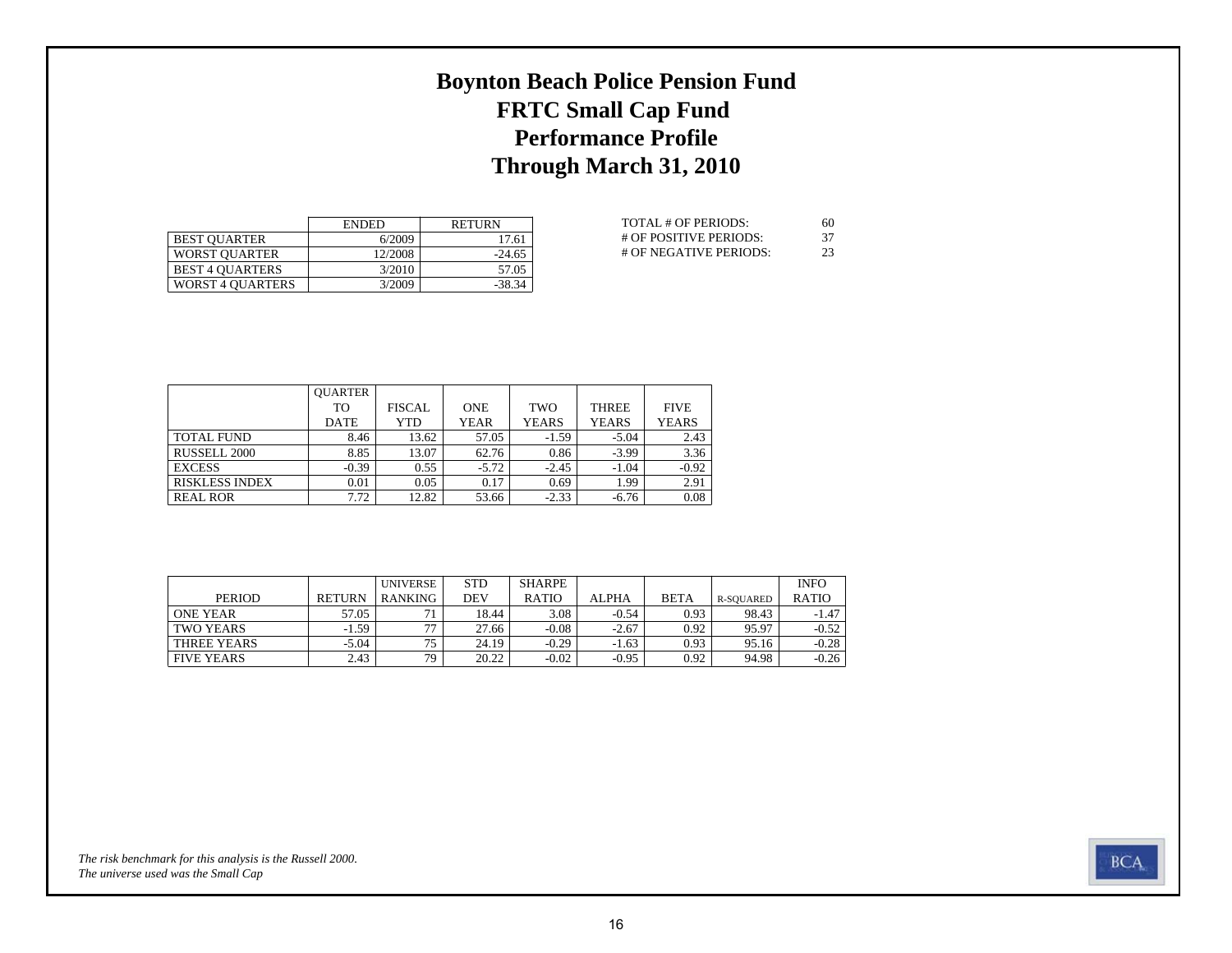# Boynton Beach Police Pension Fund
# FRTC Small Cap Fund
# Performance Profile
# Through March 31, 2010

| | ENDED | RETURN |
|---|---|---|
| BEST QUARTER | 6/2009 | 17.61 |
| WORST QUARTER | 12/2008 | -24.65 |
| BEST 4 QUARTERS | 3/2010 | 57.05 |
| WORST 4 QUARTERS | 3/2009 | -38.34 |

| | |
|---|---|
| TOTAL # OF PERIODS: | 60 |
| # OF POSITIVE PERIODS: | 37 |
| # OF NEGATIVE PERIODS: | 23 |

| | QUARTER TO DATE | FISCAL YTD | ONE YEAR | TWO YEARS | THREE YEARS | FIVE YEARS |
|---|---|---|---|---|---|---|
| TOTAL FUND | 8.46 | 13.62 | 57.05 | -1.59 | -5.04 | 2.43 |
| RUSSELL 2000 | 8.85 | 13.07 | 62.76 | 0.86 | -3.99 | 3.36 |
| EXCESS | -0.39 | 0.55 | -5.72 | -2.45 | -1.04 | -0.92 |
| RISKLESS INDEX | 0.01 | 0.05 | 0.17 | 0.69 | 1.99 | 2.91 |
| REAL ROR | 7.72 | 12.82 | 53.66 | -2.33 | -6.76 | 0.08 |

| PERIOD | RETURN | UNIVERSE RANKING | STD DEV | SHARPE RATIO | ALPHA | BETA | R-SQUARED | INFO RATIO |
|---|---|---|---|---|---|---|---|---|
| ONE YEAR | 57.05 | 71 | 18.44 | 3.08 | -0.54 | 0.93 | 98.43 | -1.47 |
| TWO YEARS | -1.59 | 77 | 27.66 | -0.08 | -2.67 | 0.92 | 95.97 | -0.52 |
| THREE YEARS | -5.04 | 75 | 24.19 | -0.29 | -1.63 | 0.93 | 95.16 | -0.28 |
| FIVE YEARS | 2.43 | 79 | 20.22 | -0.02 | -0.95 | 0.92 | 94.98 | -0.26 |

*The risk benchmark for this analysis is the Russell 2000.*
*The universe used was the Small Cap*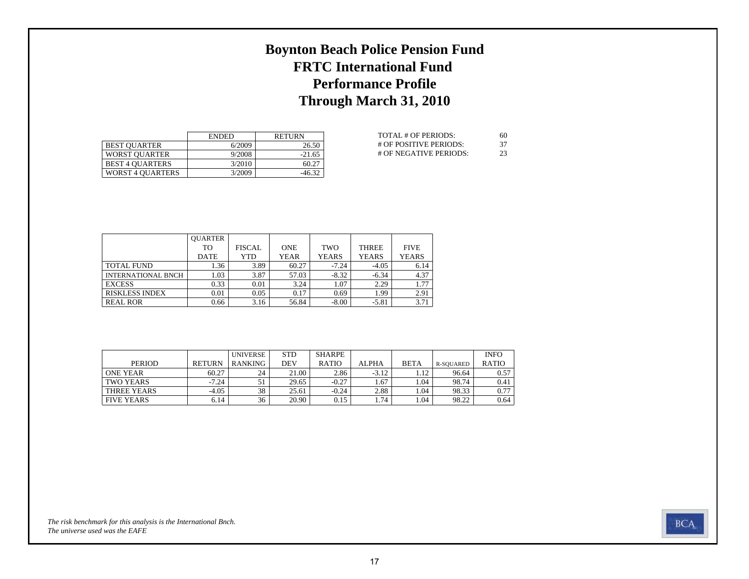# Boynton Beach Police Pension Fund
# FRTC International Fund
# Performance Profile
# Through March 31, 2010

| | ENDED | RETURN |
|---|---|---|
| BEST QUARTER | 6/2009 | 26.50 |
| WORST QUARTER | 9/2008 | -21.65 |
| BEST 4 QUARTERS | 3/2010 | 60.27 |
| WORST 4 QUARTERS | 3/2009 | -46.32 |

| | |
|---|---|
| TOTAL # OF PERIODS: | 60 |
| # OF POSITIVE PERIODS: | 37 |
| # OF NEGATIVE PERIODS: | 23 |

| | QUARTER TO DATE | FISCAL YTD | ONE YEAR | TWO YEARS | THREE YEARS | FIVE YEARS |
|---|---|---|---|---|---|---|
| TOTAL FUND | 1.36 | 3.89 | 60.27 | -7.24 | -4.05 | 6.14 |
| INTERNATIONAL BNCH | 1.03 | 3.87 | 57.03 | -8.32 | -6.34 | 4.37 |
| EXCESS | 0.33 | 0.01 | 3.24 | 1.07 | 2.29 | 1.77 |
| RISKLESS INDEX | 0.01 | 0.05 | 0.17 | 0.69 | 1.99 | 2.91 |
| REAL ROR | 0.66 | 3.16 | 56.84 | -8.00 | -5.81 | 3.71 |

| PERIOD | RETURN | UNIVERSE RANKING | STD DEV | SHARPE RATIO | ALPHA | BETA | R-SQUARED | INFO RATIO |
|---|---|---|---|---|---|---|---|---|
| ONE YEAR | 60.27 | 24 | 21.00 | 2.86 | -3.12 | 1.12 | 96.64 | 0.57 |
| TWO YEARS | -7.24 | 51 | 29.65 | -0.27 | 1.67 | 1.04 | 98.74 | 0.41 |
| THREE YEARS | -4.05 | 38 | 25.61 | -0.24 | 2.88 | 1.04 | 98.33 | 0.77 |
| FIVE YEARS | 6.14 | 36 | 20.90 | 0.15 | 1.74 | 1.04 | 98.22 | 0.64 |

*The risk benchmark for this analysis is the International Bnch.*
*The universe used was the EAFE*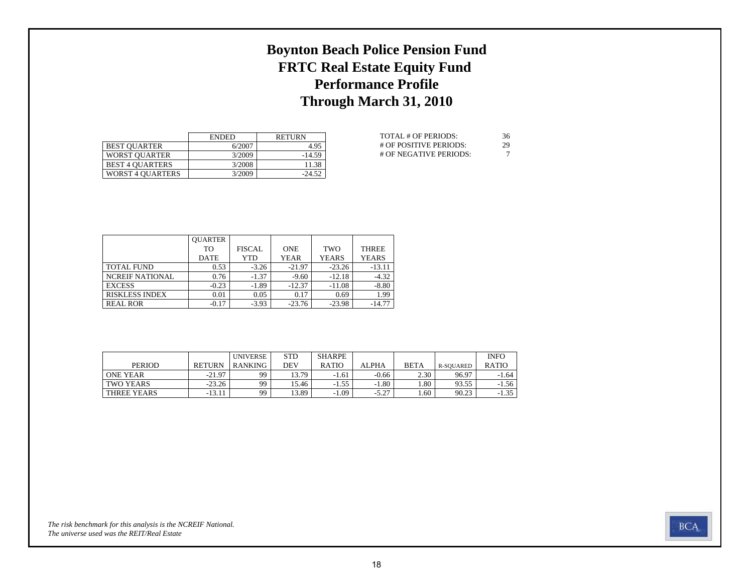# Boynton Beach Police Pension Fund
# FRTC Real Estate Equity Fund
# Performance Profile
# Through March 31, 2010

| | ENDED | RETURN |
|---|---|---|
| BEST QUARTER | 6/2007 | 4.95 |
| WORST QUARTER | 3/2009 | -14.59 |
| BEST 4 QUARTERS | 3/2008 | 11.38 |
| WORST 4 QUARTERS | 3/2009 | -24.52 |

| | |
|---|---|
| TOTAL # OF PERIODS: | 36 |
| # OF POSITIVE PERIODS: | 29 |
| # OF NEGATIVE PERIODS: | 7 |

| | QUARTER TO DATE | FISCAL YTD | ONE YEAR | TWO YEARS | THREE YEARS |
|---|---|---|---|---|---|
| TOTAL FUND | 0.53 | -3.26 | -21.97 | -23.26 | -13.11 |
| NCREIF NATIONAL | 0.76 | -1.37 | -9.60 | -12.18 | -4.32 |
| EXCESS | -0.23 | -1.89 | -12.37 | -11.08 | -8.80 |
| RISKLESS INDEX | 0.01 | 0.05 | 0.17 | 0.69 | 1.99 |
| REAL ROR | -0.17 | -3.93 | -23.76 | -23.98 | -14.77 |

| PERIOD | RETURN | UNIVERSE RANKING | STD DEV | SHARPE RATIO | ALPHA | BETA | R-SQUARED | INFO RATIO |
|---|---|---|---|---|---|---|---|---|
| ONE YEAR | -21.97 | 99 | 13.79 | -1.61 | -0.66 | 2.30 | 96.97 | -1.64 |
| TWO YEARS | -23.26 | 99 | 15.46 | -1.55 | -1.80 | 1.80 | 93.55 | -1.56 |
| THREE YEARS | -13.11 | 99 | 13.89 | -1.09 | -5.27 | 1.60 | 90.23 | -1.35 |

*The risk benchmark for this analysis is the NCREIF National.*
*The universe used was the REIT/Real Estate*

BCA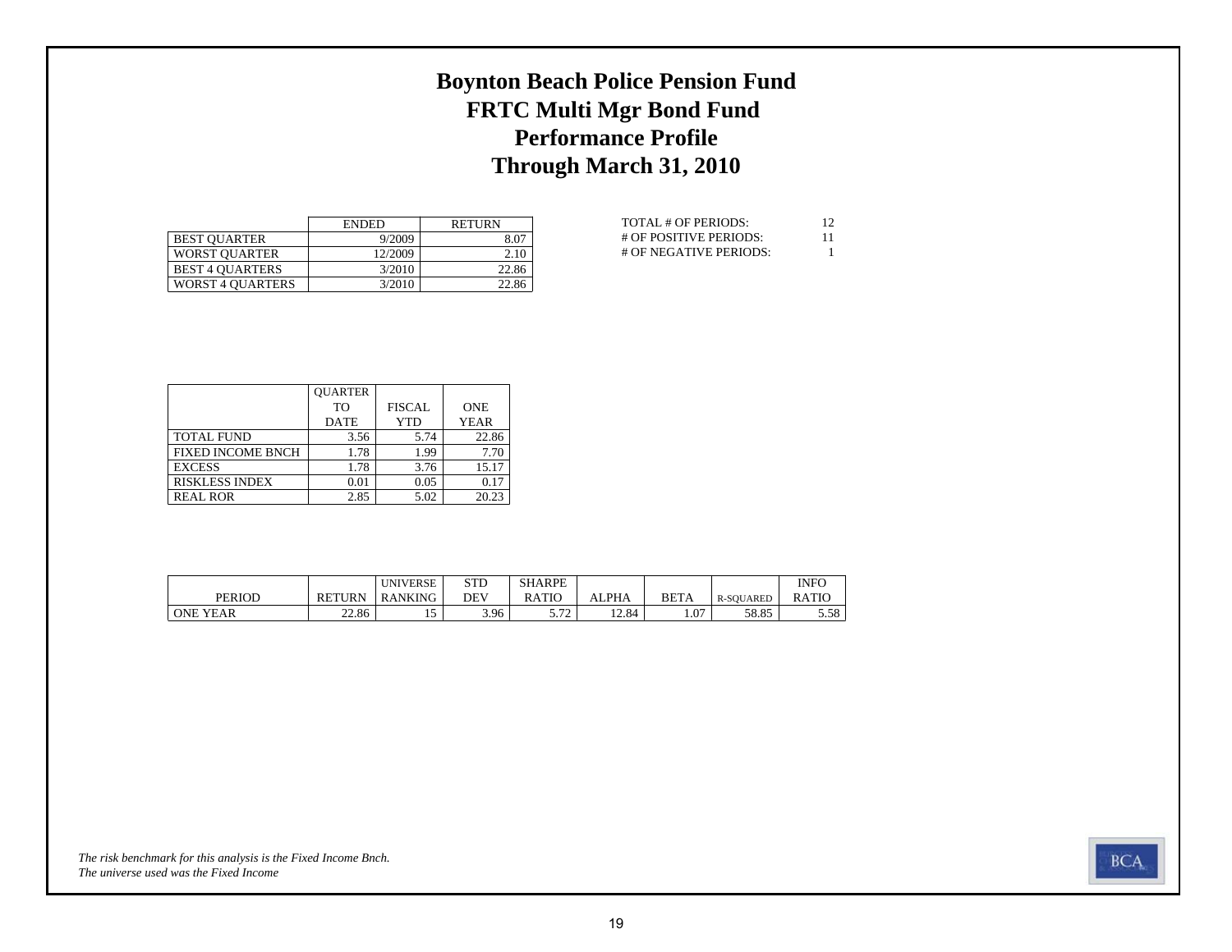# Boynton Beach Police Pension Fund
# FRTC Multi Mgr Bond Fund
# Performance Profile
# Through March 31, 2010

| | ENDED | RETURN |
|---|---|---|
| BEST QUARTER | 9/2009 | 8.07 |
| WORST QUARTER | 12/2009 | 2.10 |
| BEST 4 QUARTERS | 3/2010 | 22.86 |
| WORST 4 QUARTERS | 3/2010 | 22.86 |

| | |
|---|---|
| TOTAL # OF PERIODS: | 12 |
| # OF POSITIVE PERIODS: | 11 |
| # OF NEGATIVE PERIODS: | 1 |

| | QUARTER TO DATE | FISCAL YTD | ONE YEAR |
|---|---|---|---|
| TOTAL FUND | 3.56 | 5.74 | 22.86 |
| FIXED INCOME BNCH | 1.78 | 1.99 | 7.70 |
| EXCESS | 1.78 | 3.76 | 15.17 |
| RISKLESS INDEX | 0.01 | 0.05 | 0.17 |
| REAL ROR | 2.85 | 5.02 | 20.23 |

| PERIOD | RETURN | UNIVERSE RANKING | STD DEV | SHARPE RATIO | ALPHA | BETA | R-SQUARED | INFO RATIO |
|---|---|---|---|---|---|---|---|---|
| ONE YEAR | 22.86 | 15 | 3.96 | 5.72 | 12.84 | 1.07 | 58.85 | 5.58 |

*The risk benchmark for this analysis is the Fixed Income Bnch.*
*The universe used was the Fixed Income*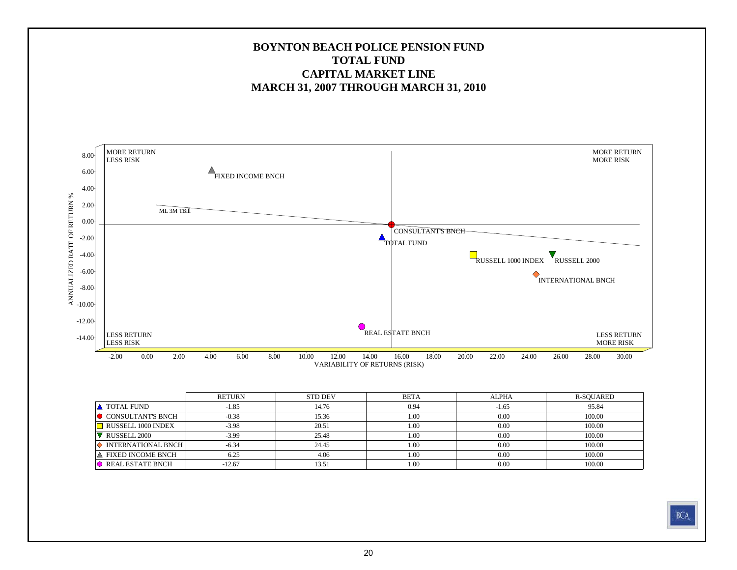# BOYNTON BEACH POLICE PENSION FUND
## TOTAL FUND
## CAPITAL MARKET LINE
## MARCH 31, 2007 THROUGH MARCH 31, 2010

ANNUALIZED RATE OF RETURN %

MORE RETURN LESS RISK | MORE RETURN MORE RISK | LESS RETURN LESS RISK | LESS RETURN MORE RISK

FIXED INCOME BNCH, ML 3M TBill, CONSULTANT'S BNCH, TOTAL FUND, RUSSELL 1000 INDEX, RUSSELL 2000, INTERNATIONAL BNCH, REAL ESTATE BNCH

VARIABILITY OF RETURNS (RISK)

| | RETURN | STD DEV | BETA | ALPHA | R-SQUARED |
|---|---|---|---|---|---|
| ▲ TOTAL FUND | -1.85 | 14.76 | 0.94 | -1.65 | 95.84 |
| ● CONSULTANT'S BNCH | -0.38 | 15.36 | 1.00 | 0.00 | 100.00 |
| ■ RUSSELL 1000 INDEX | -3.98 | 20.51 | 1.00 | 0.00 | 100.00 |
| ▼ RUSSELL 2000 | -3.99 | 25.48 | 1.00 | 0.00 | 100.00 |
| ◆ INTERNATIONAL BNCH | -6.34 | 24.45 | 1.00 | 0.00 | 100.00 |
| ▲ FIXED INCOME BNCH | 6.25 | 4.06 | 1.00 | 0.00 | 100.00 |
| ● REAL ESTATE BNCH | -12.67 | 13.51 | 1.00 | 0.00 | 100.00 |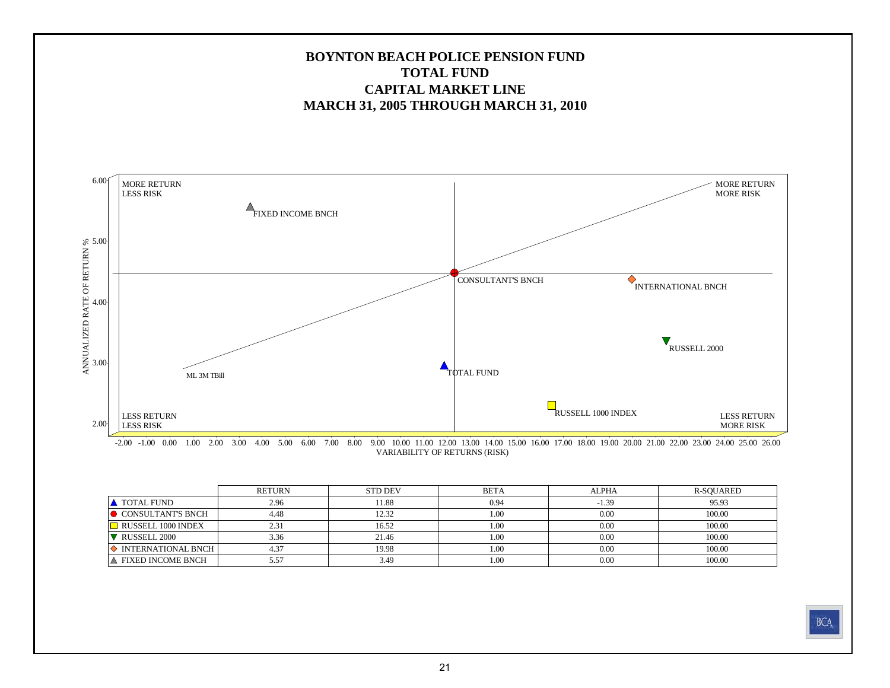# BOYNTON BEACH POLICE PENSION FUND
## TOTAL FUND
## CAPITAL MARKET LINE
## MARCH 31, 2005 THROUGH MARCH 31, 2010

| | RETURN | STD DEV | BETA | ALPHA | R-SQUARED |
|---|---|---|---|---|---|
| ▲ TOTAL FUND | 2.96 | 11.88 | 0.94 | -1.39 | 95.93 |
| ● CONSULTANT'S BNCH | 4.48 | 12.32 | 1.00 | 0.00 | 100.00 |
| □ RUSSELL 1000 INDEX | 2.31 | 16.52 | 1.00 | 0.00 | 100.00 |
| ▼ RUSSELL 2000 | 3.36 | 21.46 | 1.00 | 0.00 | 100.00 |
| ◇ INTERNATIONAL BNCH | 4.37 | 19.98 | 1.00 | 0.00 | 100.00 |
| ▲ FIXED INCOME BNCH | 5.57 | 3.49 | 1.00 | 0.00 | 100.00 |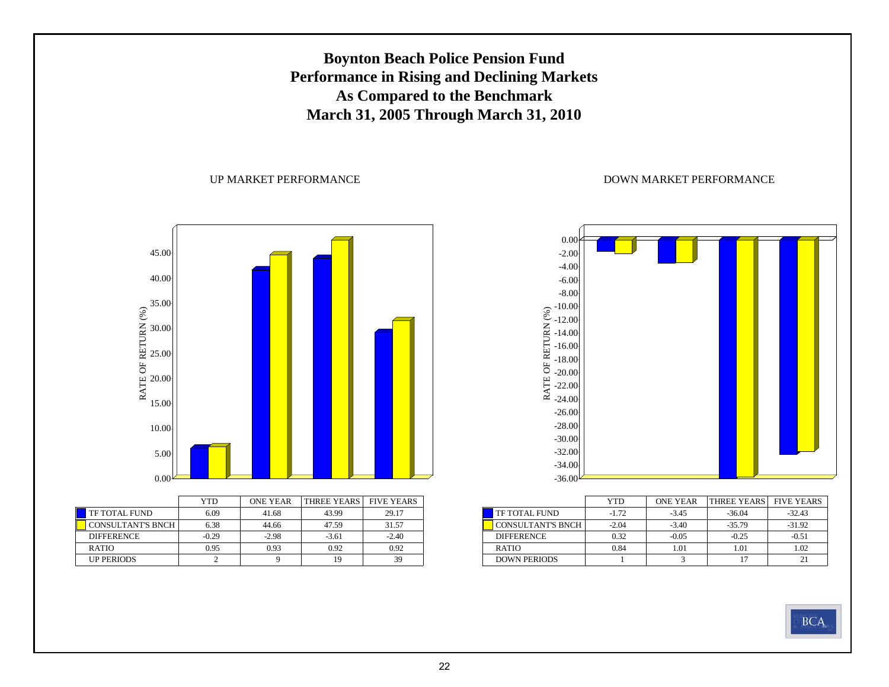# Boynton Beach Police Pension Fund
## Performance in Rising and Declining Markets
## As Compared to the Benchmark
## March 31, 2005 Through March 31, 2010

UP MARKET PERFORMANCE

| | YTD | ONE YEAR | THREE YEARS | FIVE YEARS |
|---|---|---|---|---|
| TF TOTAL FUND | 6.09 | 41.68 | 43.99 | 29.17 |
| CONSULTANT'S BNCH | 6.38 | 44.66 | 47.59 | 31.57 |
| DIFFERENCE | -0.29 | -2.98 | -3.61 | -2.40 |
| RATIO | 0.95 | 0.93 | 0.92 | 0.92 |
| UP PERIODS | 2 | 9 | 19 | 39 |

DOWN MARKET PERFORMANCE

| | YTD | ONE YEAR | THREE YEARS | FIVE YEARS |
|---|---|---|---|---|
| TF TOTAL FUND | -1.72 | -3.45 | -36.04 | -32.43 |
| CONSULTANT'S BNCH | -2.04 | -3.40 | -35.79 | -31.92 |
| DIFFERENCE | 0.32 | -0.05 | -0.25 | -0.51 |
| RATIO | 0.84 | 1.01 | 1.01 | 1.02 |
| DOWN PERIODS | 1 | 3 | 17 | 21 |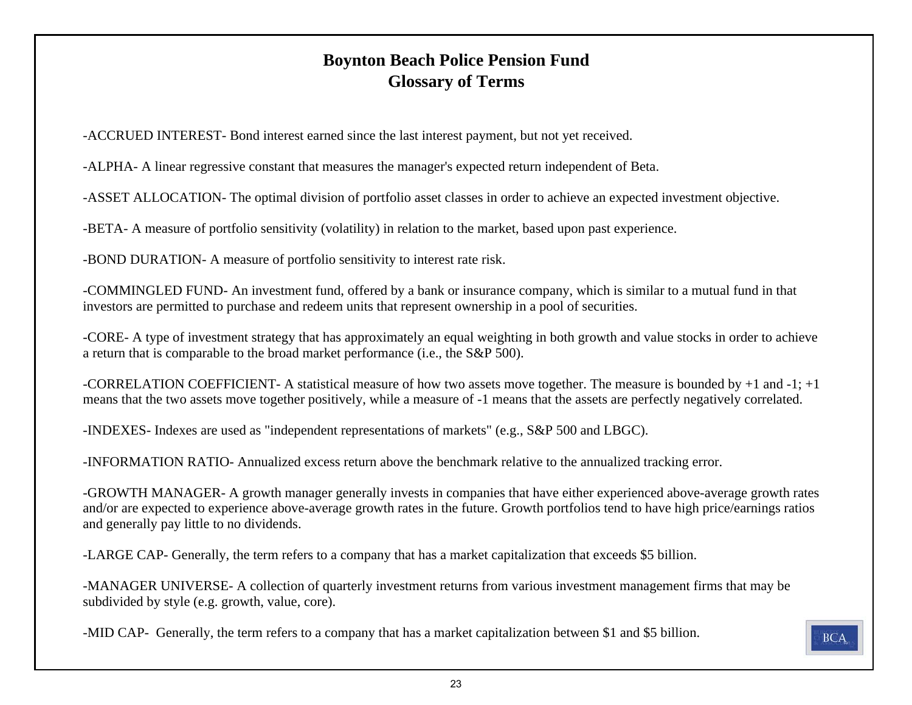# Boynton Beach Police Pension Fund
## Glossary of Terms

-ACCRUED INTEREST- Bond interest earned since the last interest payment, but not yet received.

-ALPHA- A linear regressive constant that measures the manager's expected return independent of Beta.

-ASSET ALLOCATION- The optimal division of portfolio asset classes in order to achieve an expected investment objective.

-BETA- A measure of portfolio sensitivity (volatility) in relation to the market, based upon past experience.

-BOND DURATION- A measure of portfolio sensitivity to interest rate risk.

-COMMINGLED FUND- An investment fund, offered by a bank or insurance company, which is similar to a mutual fund in that investors are permitted to purchase and redeem units that represent ownership in a pool of securities.

-CORE- A type of investment strategy that has approximately an equal weighting in both growth and value stocks in order to achieve a return that is comparable to the broad market performance (i.e., the S&P 500).

-CORRELATION COEFFICIENT- A statistical measure of how two assets move together. The measure is bounded by +1 and -1; +1 means that the two assets move together positively, while a measure of -1 means that the assets are perfectly negatively correlated.

-INDEXES- Indexes are used as "independent representations of markets" (e.g., S&P 500 and LBGC).

-INFORMATION RATIO- Annualized excess return above the benchmark relative to the annualized tracking error.

-GROWTH MANAGER- A growth manager generally invests in companies that have either experienced above-average growth rates and/or are expected to experience above-average growth rates in the future. Growth portfolios tend to have high price/earnings ratios and generally pay little to no dividends.

-LARGE CAP- Generally, the term refers to a company that has a market capitalization that exceeds $5 billion.

-MANAGER UNIVERSE- A collection of quarterly investment returns from various investment management firms that may be subdivided by style (e.g. growth, value, core).

-MID CAP- Generally, the term refers to a company that has a market capitalization between $1 and $5 billion.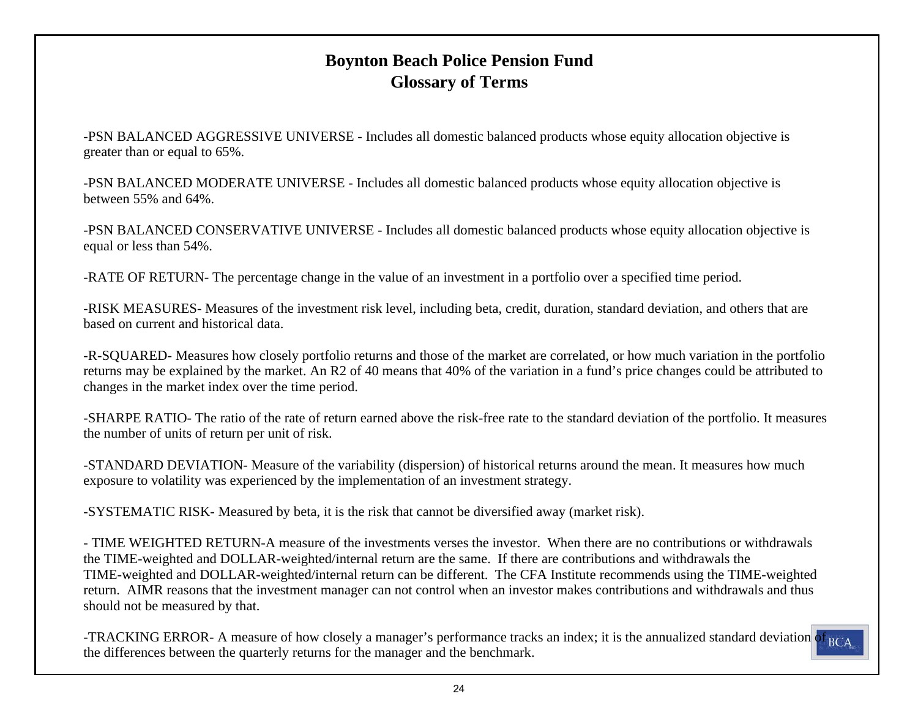# Boynton Beach Police Pension Fund
## Glossary of Terms

-PSN BALANCED AGGRESSIVE UNIVERSE - Includes all domestic balanced products whose equity allocation objective is greater than or equal to 65%.

-PSN BALANCED MODERATE UNIVERSE - Includes all domestic balanced products whose equity allocation objective is between 55% and 64%.

-PSN BALANCED CONSERVATIVE UNIVERSE - Includes all domestic balanced products whose equity allocation objective is equal or less than 54%.

-RATE OF RETURN- The percentage change in the value of an investment in a portfolio over a specified time period.

-RISK MEASURES- Measures of the investment risk level, including beta, credit, duration, standard deviation, and others that are based on current and historical data.

-R-SQUARED- Measures how closely portfolio returns and those of the market are correlated, or how much variation in the portfolio returns may be explained by the market. An R2 of 40 means that 40% of the variation in a fund's price changes could be attributed to changes in the market index over the time period.

-SHARPE RATIO- The ratio of the rate of return earned above the risk-free rate to the standard deviation of the portfolio. It measures the number of units of return per unit of risk.

-STANDARD DEVIATION- Measure of the variability (dispersion) of historical returns around the mean. It measures how much exposure to volatility was experienced by the implementation of an investment strategy.

-SYSTEMATIC RISK- Measured by beta, it is the risk that cannot be diversified away (market risk).

- TIME WEIGHTED RETURN-A measure of the investments verses the investor. When there are no contributions or withdrawals the TIME-weighted and DOLLAR-weighted/internal return are the same. If there are contributions and withdrawals the TIME-weighted and DOLLAR-weighted/internal return can be different. The CFA Institute recommends using the TIME-weighted return. AIMR reasons that the investment manager can not control when an investor makes contributions and withdrawals and thus should not be measured by that.

-TRACKING ERROR- A measure of how closely a manager's performance tracks an index; it is the annualized standard deviation of the differences between the quarterly returns for the manager and the benchmark.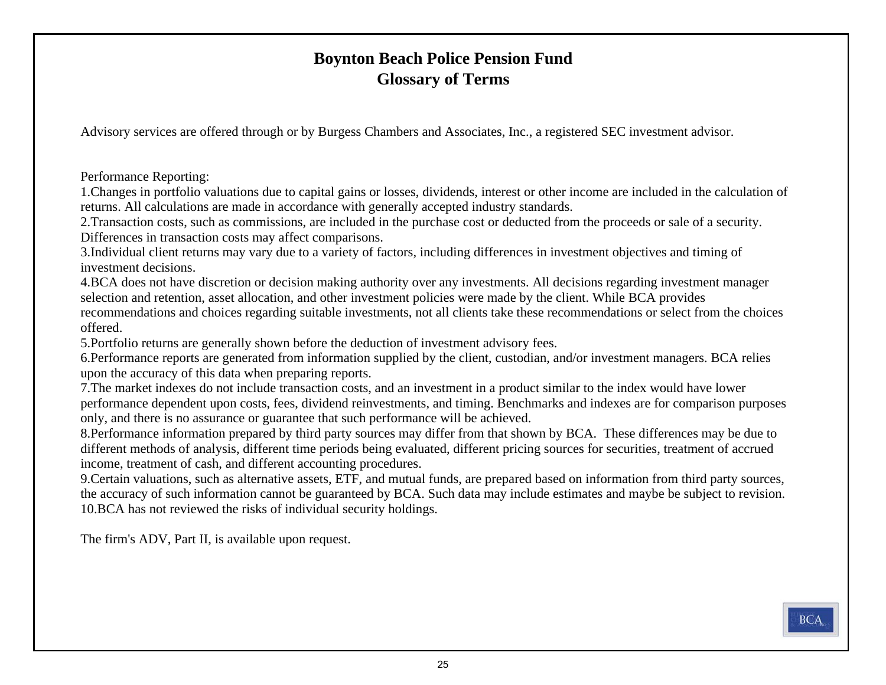# Boynton Beach Police Pension Fund
## Glossary of Terms

Advisory services are offered through or by Burgess Chambers and Associates, Inc., a registered SEC investment advisor.

Performance Reporting:

1.Changes in portfolio valuations due to capital gains or losses, dividends, interest or other income are included in the calculation of returns. All calculations are made in accordance with generally accepted industry standards.

2.Transaction costs, such as commissions, are included in the purchase cost or deducted from the proceeds or sale of a security. Differences in transaction costs may affect comparisons.

3.Individual client returns may vary due to a variety of factors, including differences in investment objectives and timing of investment decisions.

4.BCA does not have discretion or decision making authority over any investments. All decisions regarding investment manager selection and retention, asset allocation, and other investment policies were made by the client. While BCA provides recommendations and choices regarding suitable investments, not all clients take these recommendations or select from the choices offered.

5.Portfolio returns are generally shown before the deduction of investment advisory fees.

6.Performance reports are generated from information supplied by the client, custodian, and/or investment managers. BCA relies upon the accuracy of this data when preparing reports.

7.The market indexes do not include transaction costs, and an investment in a product similar to the index would have lower performance dependent upon costs, fees, dividend reinvestments, and timing. Benchmarks and indexes are for comparison purposes only, and there is no assurance or guarantee that such performance will be achieved.

8.Performance information prepared by third party sources may differ from that shown by BCA. These differences may be due to different methods of analysis, different time periods being evaluated, different pricing sources for securities, treatment of accrued income, treatment of cash, and different accounting procedures.

9.Certain valuations, such as alternative assets, ETF, and mutual funds, are prepared based on information from third party sources, the accuracy of such information cannot be guaranteed by BCA. Such data may include estimates and maybe be subject to revision.

10.BCA has not reviewed the risks of individual security holdings.

The firm's ADV, Part II, is available upon request.